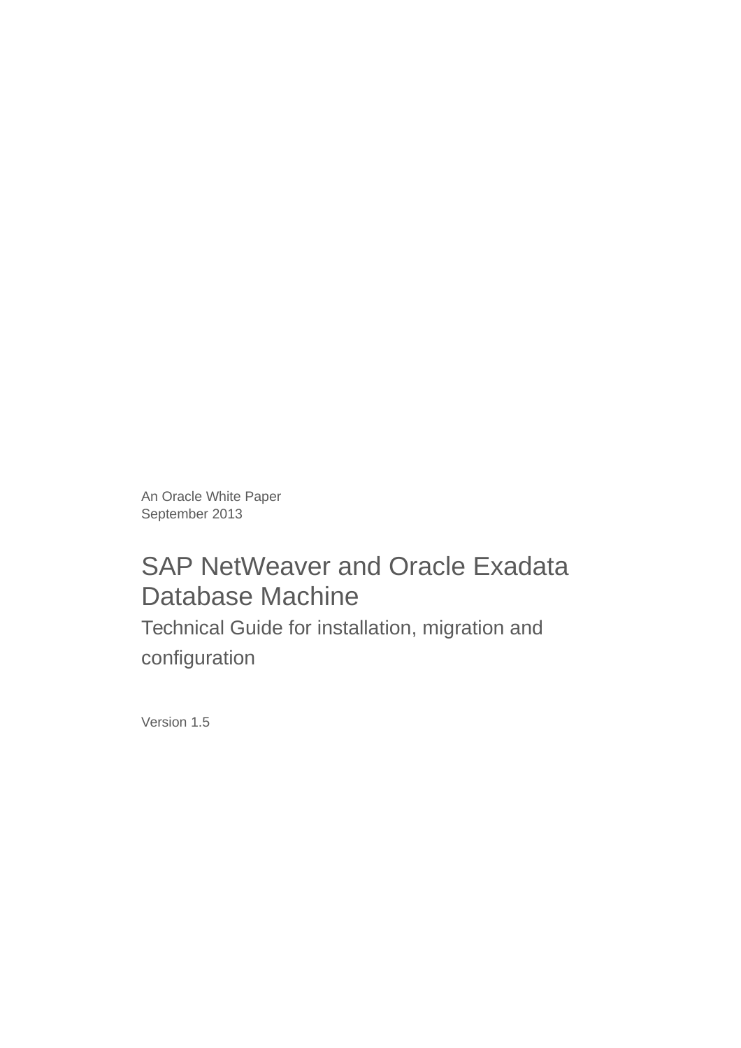An Oracle White Paper
September 2013

# SAP NetWeaver and Oracle Exadata Database Machine

## Technical Guide for installation, migration and configuration

Version 1.5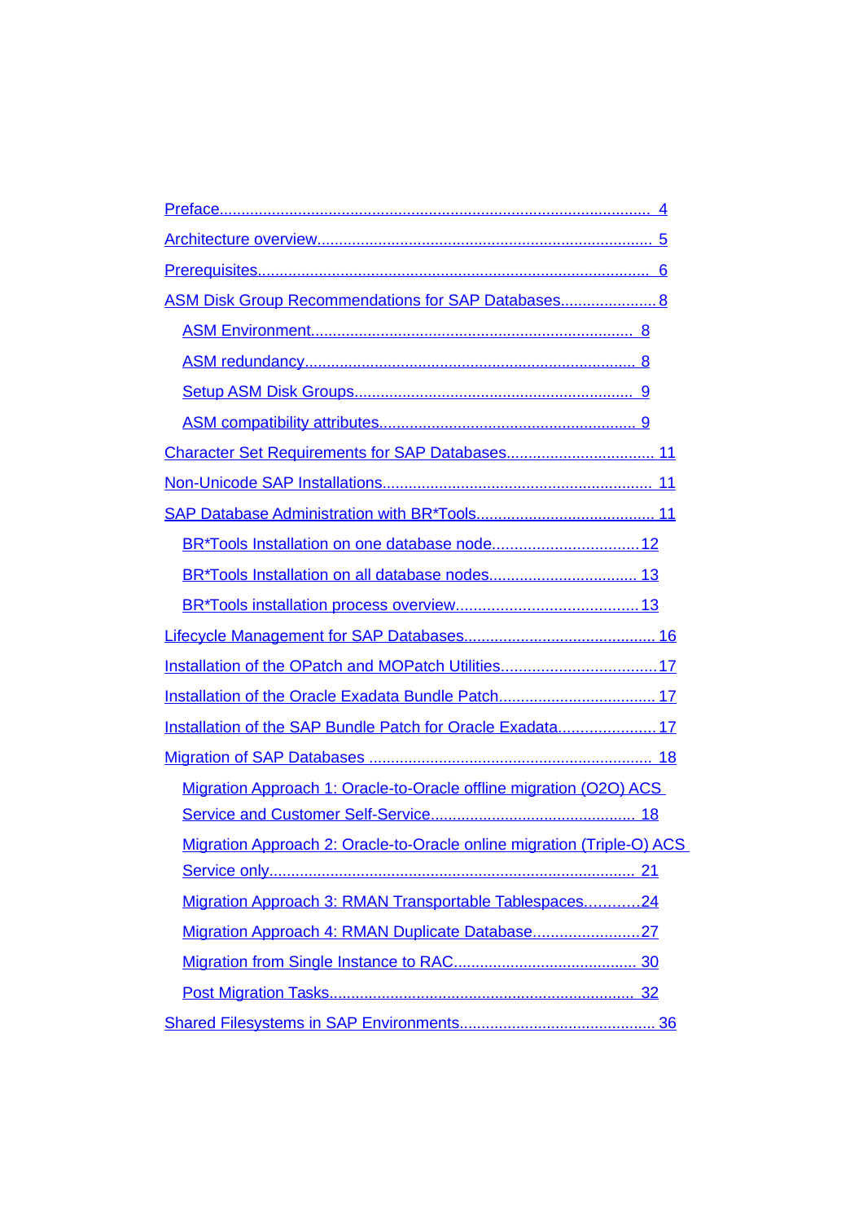- Preface.......................................................................................... 4
- Architecture overview.................................................................... 5
- Prerequisites.................................................................................. 6
- ASM Disk Group Recommendations for SAP Databases...................... 8
    - ASM Environment......................................................................... 8
    - ASM redundancy........................................................................... 8
    - Setup ASM Disk Groups................................................................ 9
    - ASM compatibility attributes.......................................................... 9
- Character Set Requirements for SAP Databases.................................. 11
- Non-Unicode SAP Installations.............................................................. 11
- SAP Database Administration with BR*Tools......................................... 11
    - BR*Tools Installation on one database node.................................12
    - BR*Tools Installation on all database nodes.................................. 13
    - BR*Tools installation process overview......................................... 13
- Lifecycle Management for SAP Databases............................................ 16
- Installation of the OPatch and MOPatch Utilities...................................17
- Installation of the Oracle Exadata Bundle Patch.................................... 17
- Installation of the SAP Bundle Patch for Oracle Exadata......................17
- Migration of SAP Databases ................................................................ 18
    - Migration Approach 1: Oracle-to-Oracle offline migration (O2O) ACS Service and Customer Self-Service............................................... 18
    - Migration Approach 2: Oracle-to-Oracle online migration (Triple-O) ACS Service only.................................................................................. 21
    - Migration Approach 3: RMAN Transportable Tablespaces............24
    - Migration Approach 4: RMAN Duplicate Database........................27
    - Migration from Single Instance to RAC.......................................... 30
    - Post Migration Tasks...................................................................... 32
- Shared Filesystems in SAP Environments............................................. 36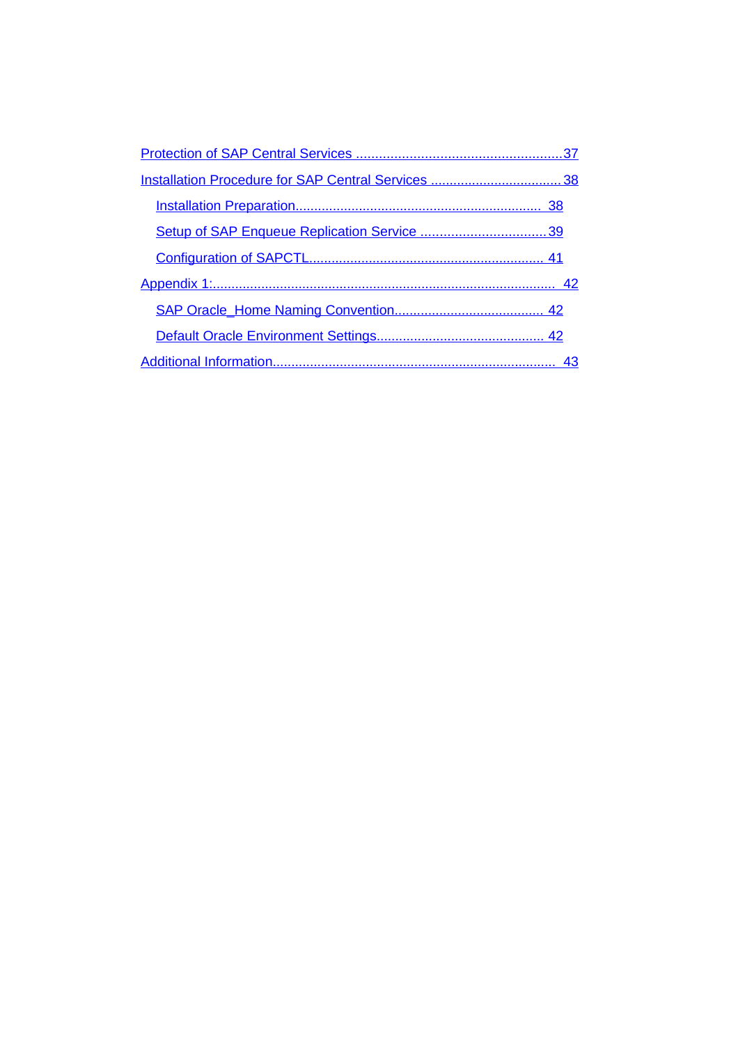Protection of SAP Central Services ....................................................... 37

Installation Procedure for SAP Central Services .................................... 38

- Installation Preparation.................................................................. 38
- Setup of SAP Enqueue Replication Service .................................. 39
- Configuration of SAPCTL............................................................... 41

Appendix 1:.............................................................................................. 42

- SAP Oracle_Home Naming Convention......................................... 42
- Default Oracle Environment Settings............................................. 42

Additional Information............................................................................. 43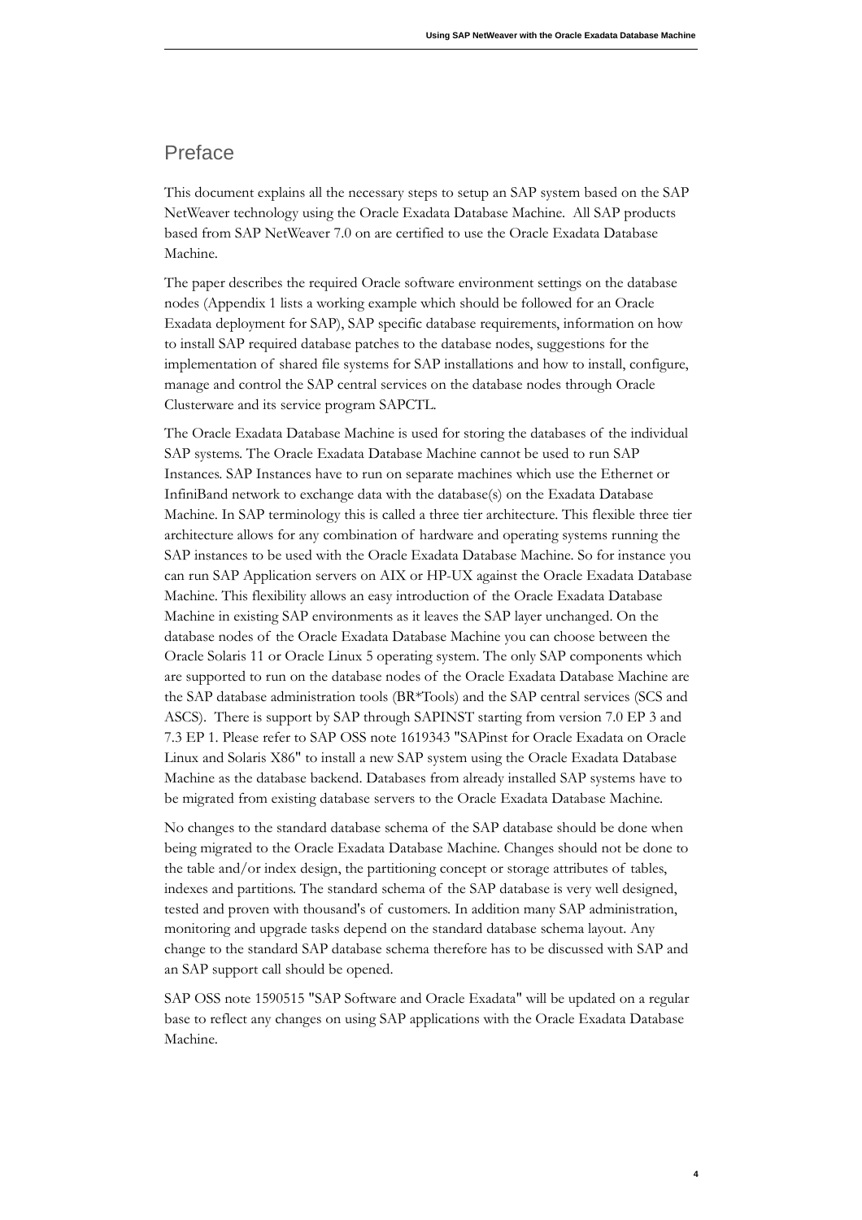## Preface

This document explains all the necessary steps to setup an SAP system based on the SAP NetWeaver technology using the Oracle Exadata Database Machine. All SAP products based from SAP NetWeaver 7.0 on are certified to use the Oracle Exadata Database Machine.

The paper describes the required Oracle software environment settings on the database nodes (Appendix 1 lists a working example which should be followed for an Oracle Exadata deployment for SAP), SAP specific database requirements, information on how to install SAP required database patches to the database nodes, suggestions for the implementation of shared file systems for SAP installations and how to install, configure, manage and control the SAP central services on the database nodes through Oracle Clusterware and its service program SAPCTL.

The Oracle Exadata Database Machine is used for storing the databases of the individual SAP systems. The Oracle Exadata Database Machine cannot be used to run SAP Instances. SAP Instances have to run on separate machines which use the Ethernet or InfiniBand network to exchange data with the database(s) on the Exadata Database Machine. In SAP terminology this is called a three tier architecture. This flexible three tier architecture allows for any combination of hardware and operating systems running the SAP instances to be used with the Oracle Exadata Database Machine. So for instance you can run SAP Application servers on AIX or HP-UX against the Oracle Exadata Database Machine. This flexibility allows an easy introduction of the Oracle Exadata Database Machine in existing SAP environments as it leaves the SAP layer unchanged. On the database nodes of the Oracle Exadata Database Machine you can choose between the Oracle Solaris 11 or Oracle Linux 5 operating system. The only SAP components which are supported to run on the database nodes of the Oracle Exadata Database Machine are the SAP database administration tools (BR*Tools) and the SAP central services (SCS and ASCS). There is support by SAP through SAPINST starting from version 7.0 EP 3 and 7.3 EP 1. Please refer to SAP OSS note 1619343 "SAPinst for Oracle Exadata on Oracle Linux and Solaris X86" to install a new SAP system using the Oracle Exadata Database Machine as the database backend. Databases from already installed SAP systems have to be migrated from existing database servers to the Oracle Exadata Database Machine.

No changes to the standard database schema of the SAP database should be done when being migrated to the Oracle Exadata Database Machine. Changes should not be done to the table and/or index design, the partitioning concept or storage attributes of tables, indexes and partitions. The standard schema of the SAP database is very well designed, tested and proven with thousand's of customers. In addition many SAP administration, monitoring and upgrade tasks depend on the standard database schema layout. Any change to the standard SAP database schema therefore has to be discussed with SAP and an SAP support call should be opened.

SAP OSS note 1590515 "SAP Software and Oracle Exadata" will be updated on a regular base to reflect any changes on using SAP applications with the Oracle Exadata Database Machine.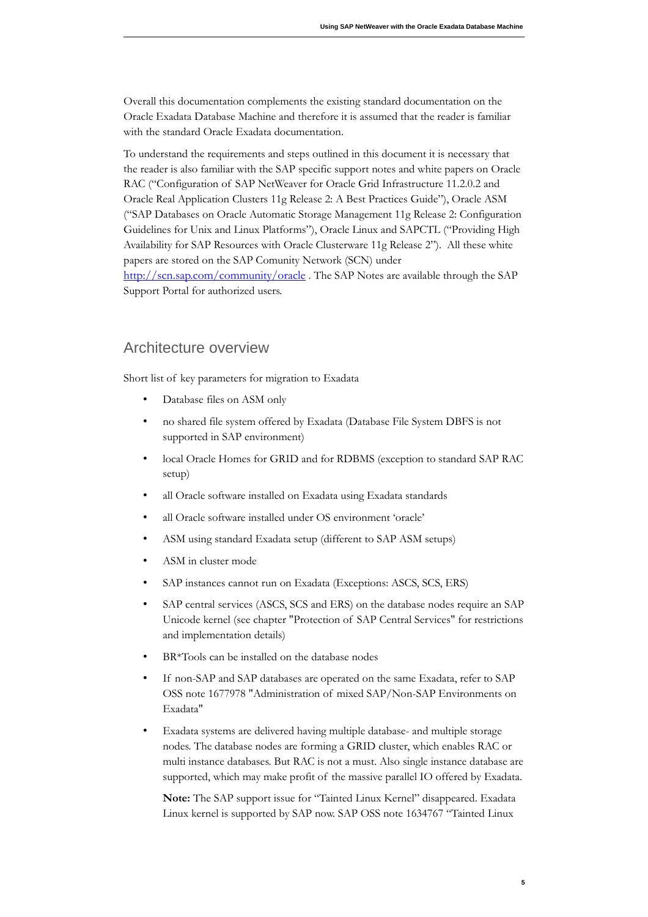Overall this documentation complements the existing standard documentation on the Oracle Exadata Database Machine and therefore it is assumed that the reader is familiar with the standard Oracle Exadata documentation.

To understand the requirements and steps outlined in this document it is necessary that the reader is also familiar with the SAP specific support notes and white papers on Oracle RAC ("Configuration of SAP NetWeaver for Oracle Grid Infrastructure 11.2.0.2 and Oracle Real Application Clusters 11g Release 2: A Best Practices Guide"), Oracle ASM ("SAP Databases on Oracle Automatic Storage Management 11g Release 2: Configuration Guidelines for Unix and Linux Platforms"), Oracle Linux and SAPCTL ("Providing High Availability for SAP Resources with Oracle Clusterware 11g Release 2"). All these white papers are stored on the SAP Comunity Network (SCN) under [http://scn.sap.com/community/oracle](http://scn.sap.com/community/oracle) . The SAP Notes are available through the SAP Support Portal for authorized users.

## Architecture overview

Short list of key parameters for migration to Exadata

- Database files on ASM only
- no shared file system offered by Exadata (Database File System DBFS is not supported in SAP environment)
- local Oracle Homes for GRID and for RDBMS (exception to standard SAP RAC setup)
- all Oracle software installed on Exadata using Exadata standards
- all Oracle software installed under OS environment 'oracle'
- ASM using standard Exadata setup (different to SAP ASM setups)
- ASM in cluster mode
- SAP instances cannot run on Exadata (Exceptions: ASCS, SCS, ERS)
- SAP central services (ASCS, SCS and ERS) on the database nodes require an SAP Unicode kernel (see chapter "Protection of SAP Central Services" for restrictions and implementation details)
- BR*Tools can be installed on the database nodes
- If non-SAP and SAP databases are operated on the same Exadata, refer to SAP OSS note 1677978 "Administration of mixed SAP/Non-SAP Environments on Exadata"
- Exadata systems are delivered having multiple database- and multiple storage nodes. The database nodes are forming a GRID cluster, which enables RAC or multi instance databases. But RAC is not a must. Also single instance database are supported, which may make profit of the massive parallel IO offered by Exadata.

  **Note:** The SAP support issue for "Tainted Linux Kernel" disappeared. Exadata Linux kernel is supported by SAP now. SAP OSS note 1634767 "Tainted Linux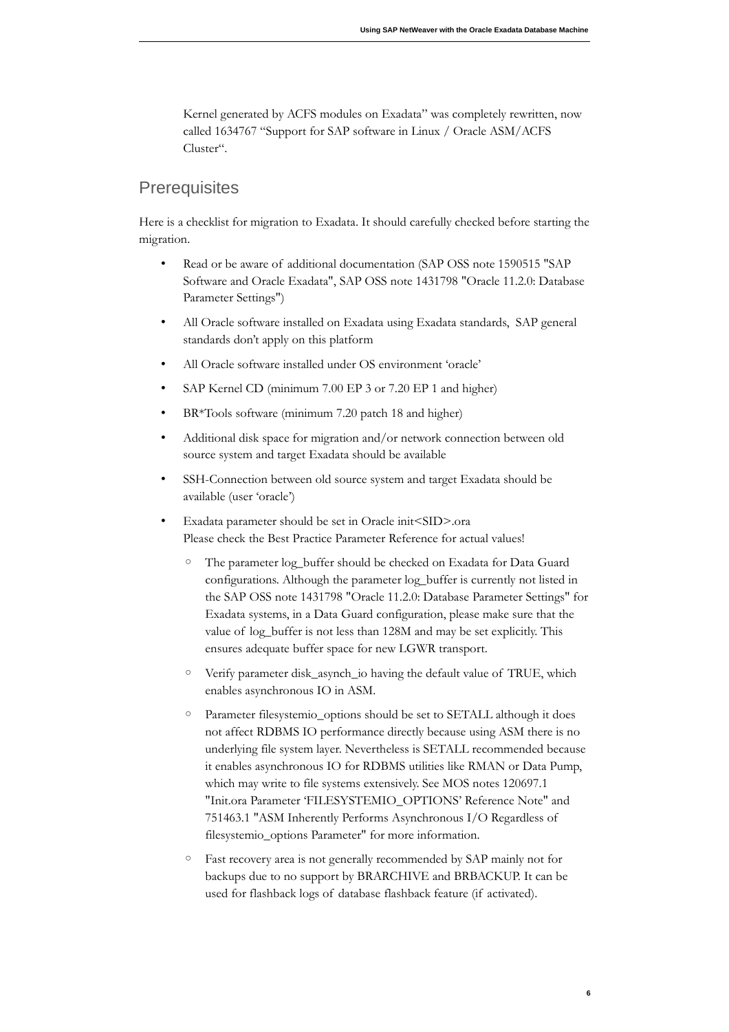Kernel generated by ACFS modules on Exadata" was completely rewritten, now called 1634767 "Support for SAP software in Linux / Oracle ASM/ACFS Cluster".

## Prerequisites

Here is a checklist for migration to Exadata. It should carefully checked before starting the migration.

- Read or be aware of additional documentation (SAP OSS note 1590515 "SAP Software and Oracle Exadata", SAP OSS note 1431798 "Oracle 11.2.0: Database Parameter Settings")
- All Oracle software installed on Exadata using Exadata standards, SAP general standards don't apply on this platform
- All Oracle software installed under OS environment 'oracle'
- SAP Kernel CD (minimum 7.00 EP 3 or 7.20 EP 1 and higher)
- BR*Tools software (minimum 7.20 patch 18 and higher)
- Additional disk space for migration and/or network connection between old source system and target Exadata should be available
- SSH-Connection between old source system and target Exadata should be available (user 'oracle')
- Exadata parameter should be set in Oracle init<SID>.ora
  Please check the Best Practice Parameter Reference for actual values!
  - The parameter log_buffer should be checked on Exadata for Data Guard configurations. Although the parameter log_buffer is currently not listed in the SAP OSS note 1431798 "Oracle 11.2.0: Database Parameter Settings" for Exadata systems, in a Data Guard configuration, please make sure that the value of log_buffer is not less than 128M and may be set explicitly. This ensures adequate buffer space for new LGWR transport.
  - Verify parameter disk_asynch_io having the default value of TRUE, which enables asynchronous IO in ASM.
  - Parameter filesystemio_options should be set to SETALL although it does not affect RDBMS IO performance directly because using ASM there is no underlying file system layer. Nevertheless is SETALL recommended because it enables asynchronous IO for RDBMS utilities like RMAN or Data Pump, which may write to file systems extensively. See MOS notes 120697.1 "Init.ora Parameter 'FILESYSTEMIO_OPTIONS' Reference Note" and 751463.1 "ASM Inherently Performs Asynchronous I/O Regardless of filesystemio_options Parameter" for more information.
  - Fast recovery area is not generally recommended by SAP mainly not for backups due to no support by BRARCHIVE and BRBACKUP. It can be used for flashback logs of database flashback feature (if activated).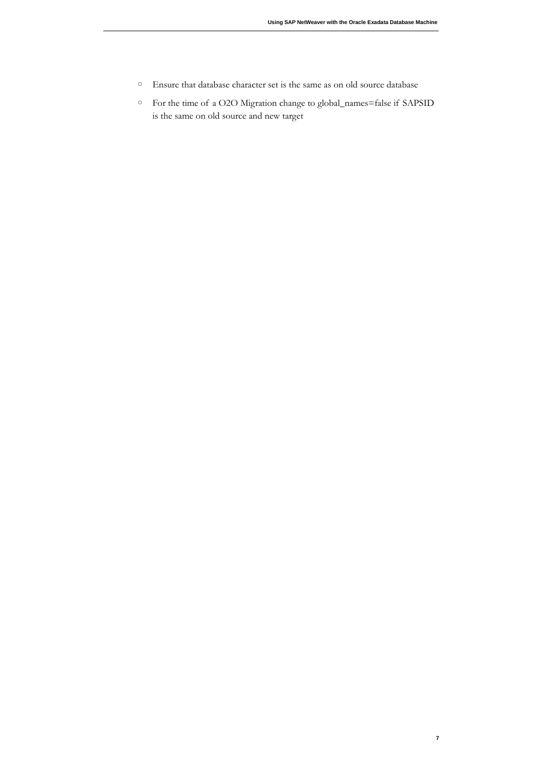- Ensure that database character set is the same as on old source database
- For the time of a O2O Migration change to global_names=false if SAPSID is the same on old source and new target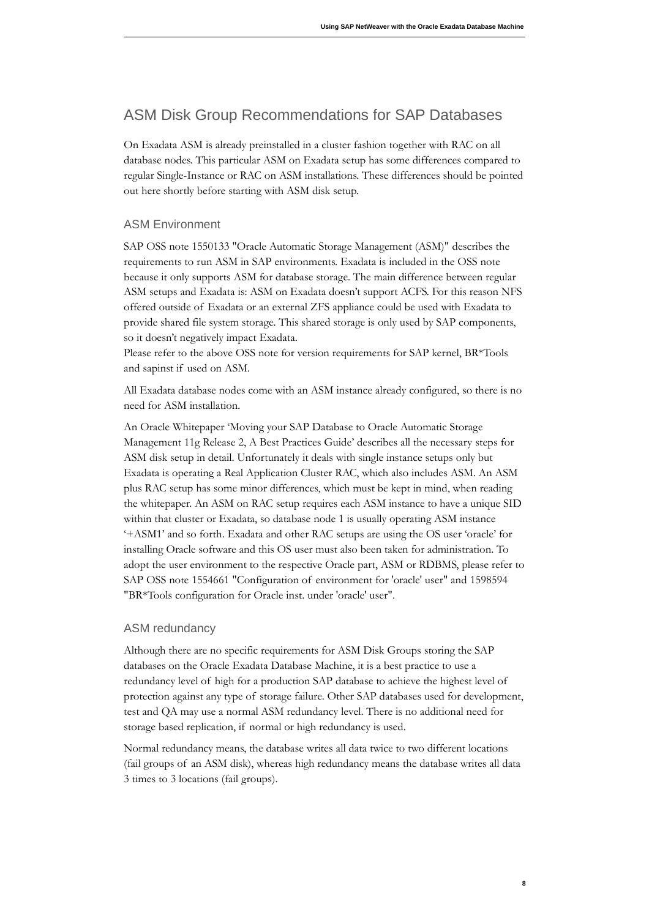## ASM Disk Group Recommendations for SAP Databases

On Exadata ASM is already preinstalled in a cluster fashion together with RAC on all database nodes. This particular ASM on Exadata setup has some differences compared to regular Single-Instance or RAC on ASM installations. These differences should be pointed out here shortly before starting with ASM disk setup.

### ASM Environment

SAP OSS note 1550133 "Oracle Automatic Storage Management (ASM)" describes the requirements to run ASM in SAP environments. Exadata is included in the OSS note because it only supports ASM for database storage. The main difference between regular ASM setups and Exadata is: ASM on Exadata doesn't support ACFS. For this reason NFS offered outside of Exadata or an external ZFS appliance could be used with Exadata to provide shared file system storage. This shared storage is only used by SAP components, so it doesn't negatively impact Exadata.

Please refer to the above OSS note for version requirements for SAP kernel, BR*Tools and sapinst if used on ASM.

All Exadata database nodes come with an ASM instance already configured, so there is no need for ASM installation.

An Oracle Whitepaper 'Moving your SAP Database to Oracle Automatic Storage Management 11g Release 2, A Best Practices Guide' describes all the necessary steps for ASM disk setup in detail. Unfortunately it deals with single instance setups only but Exadata is operating a Real Application Cluster RAC, which also includes ASM. An ASM plus RAC setup has some minor differences, which must be kept in mind, when reading the whitepaper. An ASM on RAC setup requires each ASM instance to have a unique SID within that cluster or Exadata, so database node 1 is usually operating ASM instance '+ASM1' and so forth. Exadata and other RAC setups are using the OS user 'oracle' for installing Oracle software and this OS user must also been taken for administration. To adopt the user environment to the respective Oracle part, ASM or RDBMS, please refer to SAP OSS note 1554661 "Configuration of environment for 'oracle' user" and 1598594 "BR*Tools configuration for Oracle inst. under 'oracle' user".

### ASM redundancy

Although there are no specific requirements for ASM Disk Groups storing the SAP databases on the Oracle Exadata Database Machine, it is a best practice to use a redundancy level of high for a production SAP database to achieve the highest level of protection against any type of storage failure. Other SAP databases used for development, test and QA may use a normal ASM redundancy level. There is no additional need for storage based replication, if normal or high redundancy is used.

Normal redundancy means, the database writes all data twice to two different locations (fail groups of an ASM disk), whereas high redundancy means the database writes all data 3 times to 3 locations (fail groups).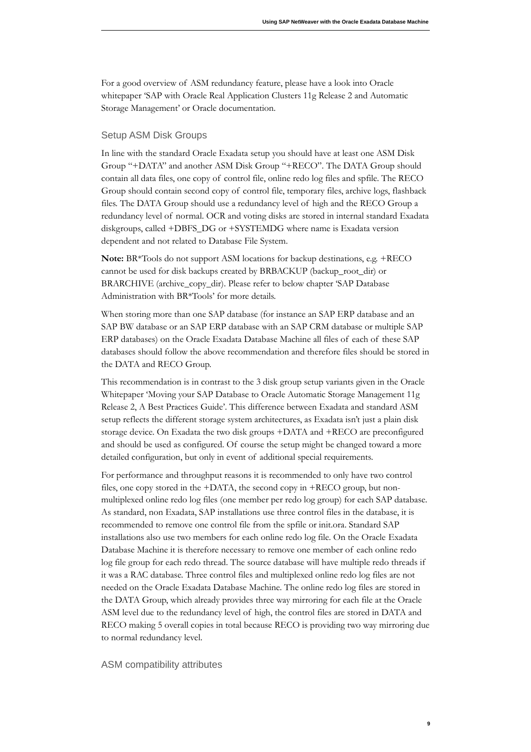For a good overview of ASM redundancy feature, please have a look into Oracle whitepaper 'SAP with Oracle Real Application Clusters 11g Release 2 and Automatic Storage Management' or Oracle documentation.

## Setup ASM Disk Groups

In line with the standard Oracle Exadata setup you should have at least one ASM Disk Group "+DATA" and another ASM Disk Group "+RECO". The DATA Group should contain all data files, one copy of control file, online redo log files and spfile. The RECO Group should contain second copy of control file, temporary files, archive logs, flashback files. The DATA Group should use a redundancy level of high and the RECO Group a redundancy level of normal. OCR and voting disks are stored in internal standard Exadata diskgroups, called +DBFS_DG or +SYSTEMDG where name is Exadata version dependent and not related to Database File System.

**Note:** BR*Tools do not support ASM locations for backup destinations, e.g. +RECO cannot be used for disk backups created by BRBACKUP (backup_root_dir) or BRARCHIVE (archive_copy_dir). Please refer to below chapter 'SAP Database Administration with BR*Tools' for more details.

When storing more than one SAP database (for instance an SAP ERP database and an SAP BW database or an SAP ERP database with an SAP CRM database or multiple SAP ERP databases) on the Oracle Exadata Database Machine all files of each of these SAP databases should follow the above recommendation and therefore files should be stored in the DATA and RECO Group.

This recommendation is in contrast to the 3 disk group setup variants given in the Oracle Whitepaper 'Moving your SAP Database to Oracle Automatic Storage Management 11g Release 2, A Best Practices Guide'. This difference between Exadata and standard ASM setup reflects the different storage system architectures, as Exadata isn't just a plain disk storage device. On Exadata the two disk groups +DATA and +RECO are preconfigured and should be used as configured. Of course the setup might be changed toward a more detailed configuration, but only in event of additional special requirements.

For performance and throughput reasons it is recommended to only have two control files, one copy stored in the +DATA, the second copy in +RECO group, but non-multiplexed online redo log files (one member per redo log group) for each SAP database. As standard, non Exadata, SAP installations use three control files in the database, it is recommended to remove one control file from the spfile or init.ora. Standard SAP installations also use two members for each online redo log file. On the Oracle Exadata Database Machine it is therefore necessary to remove one member of each online redo log file group for each redo thread. The source database will have multiple redo threads if it was a RAC database. Three control files and multiplexed online redo log files are not needed on the Oracle Exadata Database Machine. The online redo log files are stored in the DATA Group, which already provides three way mirroring for each file at the Oracle ASM level due to the redundancy level of high, the control files are stored in DATA and RECO making 5 overall copies in total because RECO is providing two way mirroring due to normal redundancy level.

## ASM compatibility attributes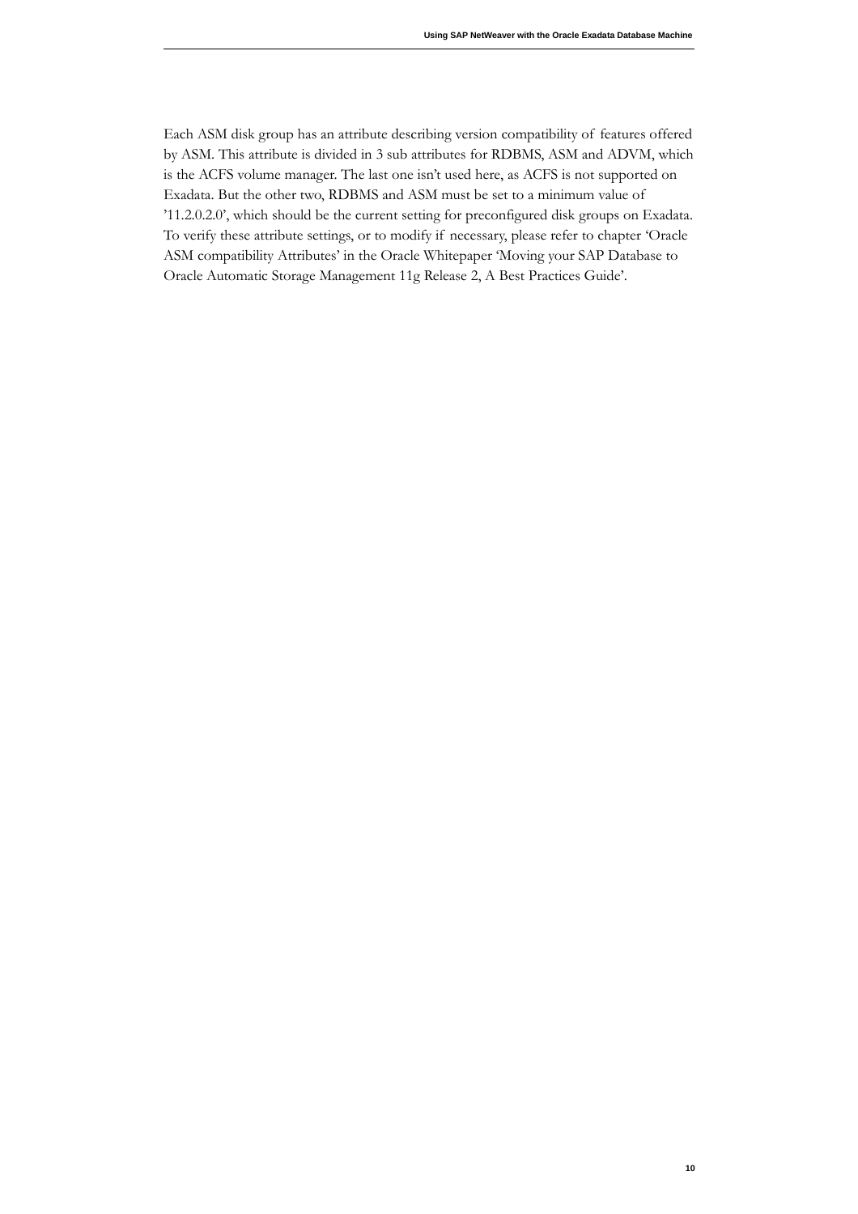Each ASM disk group has an attribute describing version compatibility of features offered by ASM. This attribute is divided in 3 sub attributes for RDBMS, ASM and ADVM, which is the ACFS volume manager. The last one isn't used here, as ACFS is not supported on Exadata. But the other two, RDBMS and ASM must be set to a minimum value of '11.2.0.2.0', which should be the current setting for preconfigured disk groups on Exadata. To verify these attribute settings, or to modify if necessary, please refer to chapter 'Oracle ASM compatibility Attributes' in the Oracle Whitepaper 'Moving your SAP Database to Oracle Automatic Storage Management 11g Release 2, A Best Practices Guide'.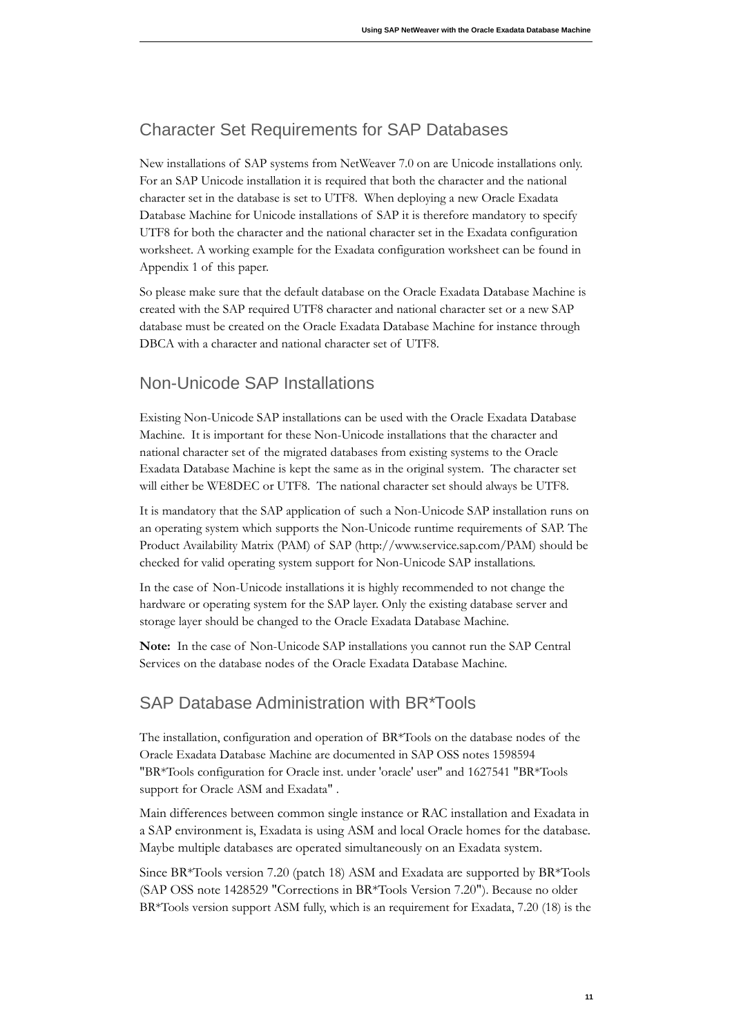## Character Set Requirements for SAP Databases

New installations of SAP systems from NetWeaver 7.0 on are Unicode installations only. For an SAP Unicode installation it is required that both the character and the national character set in the database is set to UTF8. When deploying a new Oracle Exadata Database Machine for Unicode installations of SAP it is therefore mandatory to specify UTF8 for both the character and the national character set in the Exadata configuration worksheet. A working example for the Exadata configuration worksheet can be found in Appendix 1 of this paper.

So please make sure that the default database on the Oracle Exadata Database Machine is created with the SAP required UTF8 character and national character set or a new SAP database must be created on the Oracle Exadata Database Machine for instance through DBCA with a character and national character set of UTF8.

## Non-Unicode SAP Installations

Existing Non-Unicode SAP installations can be used with the Oracle Exadata Database Machine. It is important for these Non-Unicode installations that the character and national character set of the migrated databases from existing systems to the Oracle Exadata Database Machine is kept the same as in the original system. The character set will either be WE8DEC or UTF8. The national character set should always be UTF8.

It is mandatory that the SAP application of such a Non-Unicode SAP installation runs on an operating system which supports the Non-Unicode runtime requirements of SAP. The Product Availability Matrix (PAM) of SAP (http://www.service.sap.com/PAM) should be checked for valid operating system support for Non-Unicode SAP installations.

In the case of Non-Unicode installations it is highly recommended to not change the hardware or operating system for the SAP layer. Only the existing database server and storage layer should be changed to the Oracle Exadata Database Machine.

**Note:** In the case of Non-Unicode SAP installations you cannot run the SAP Central Services on the database nodes of the Oracle Exadata Database Machine.

## SAP Database Administration with BR*Tools

The installation, configuration and operation of BR*Tools on the database nodes of the Oracle Exadata Database Machine are documented in SAP OSS notes 1598594 "BR*Tools configuration for Oracle inst. under 'oracle' user" and 1627541 "BR*Tools support for Oracle ASM and Exadata" .

Main differences between common single instance or RAC installation and Exadata in a SAP environment is, Exadata is using ASM and local Oracle homes for the database. Maybe multiple databases are operated simultaneously on an Exadata system.

Since BR*Tools version 7.20 (patch 18) ASM and Exadata are supported by BR*Tools (SAP OSS note 1428529 "Corrections in BR*Tools Version 7.20"). Because no older BR*Tools version support ASM fully, which is an requirement for Exadata, 7.20 (18) is the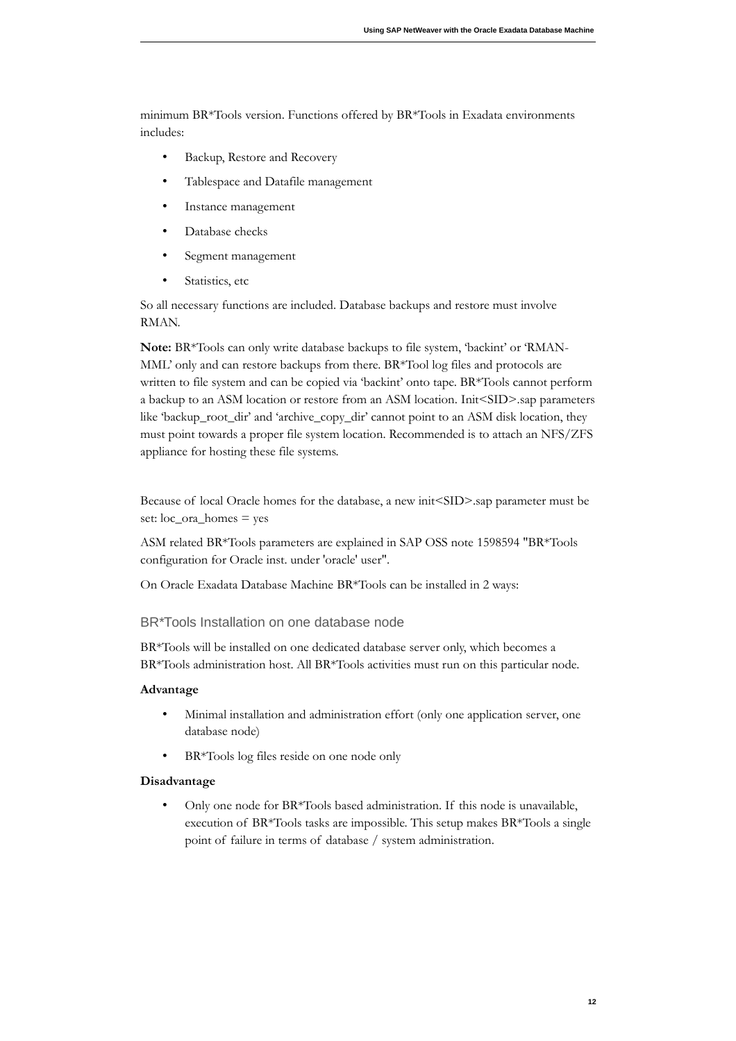minimum BR*Tools version. Functions offered by BR*Tools in Exadata environments includes:

- Backup, Restore and Recovery
- Tablespace and Datafile management
- Instance management
- Database checks
- Segment management
- Statistics, etc

So all necessary functions are included. Database backups and restore must involve RMAN.

**Note:** BR*Tools can only write database backups to file system, 'backint' or 'RMAN-MML' only and can restore backups from there. BR*Tool log files and protocols are written to file system and can be copied via 'backint' onto tape. BR*Tools cannot perform a backup to an ASM location or restore from an ASM location. Init<SID>.sap parameters like 'backup_root_dir' and 'archive_copy_dir' cannot point to an ASM disk location, they must point towards a proper file system location. Recommended is to attach an NFS/ZFS appliance for hosting these file systems.

Because of local Oracle homes for the database, a new init<SID>.sap parameter must be set: loc_ora_homes = yes

ASM related BR*Tools parameters are explained in SAP OSS note 1598594 "BR*Tools configuration for Oracle inst. under 'oracle' user".

On Oracle Exadata Database Machine BR*Tools can be installed in 2 ways:

### BR*Tools Installation on one database node

BR*Tools will be installed on one dedicated database server only, which becomes a BR*Tools administration host. All BR*Tools activities must run on this particular node.

**Advantage**

- Minimal installation and administration effort (only one application server, one database node)
- BR*Tools log files reside on one node only

**Disadvantage**

- Only one node for BR*Tools based administration. If this node is unavailable, execution of BR*Tools tasks are impossible. This setup makes BR*Tools a single point of failure in terms of database / system administration.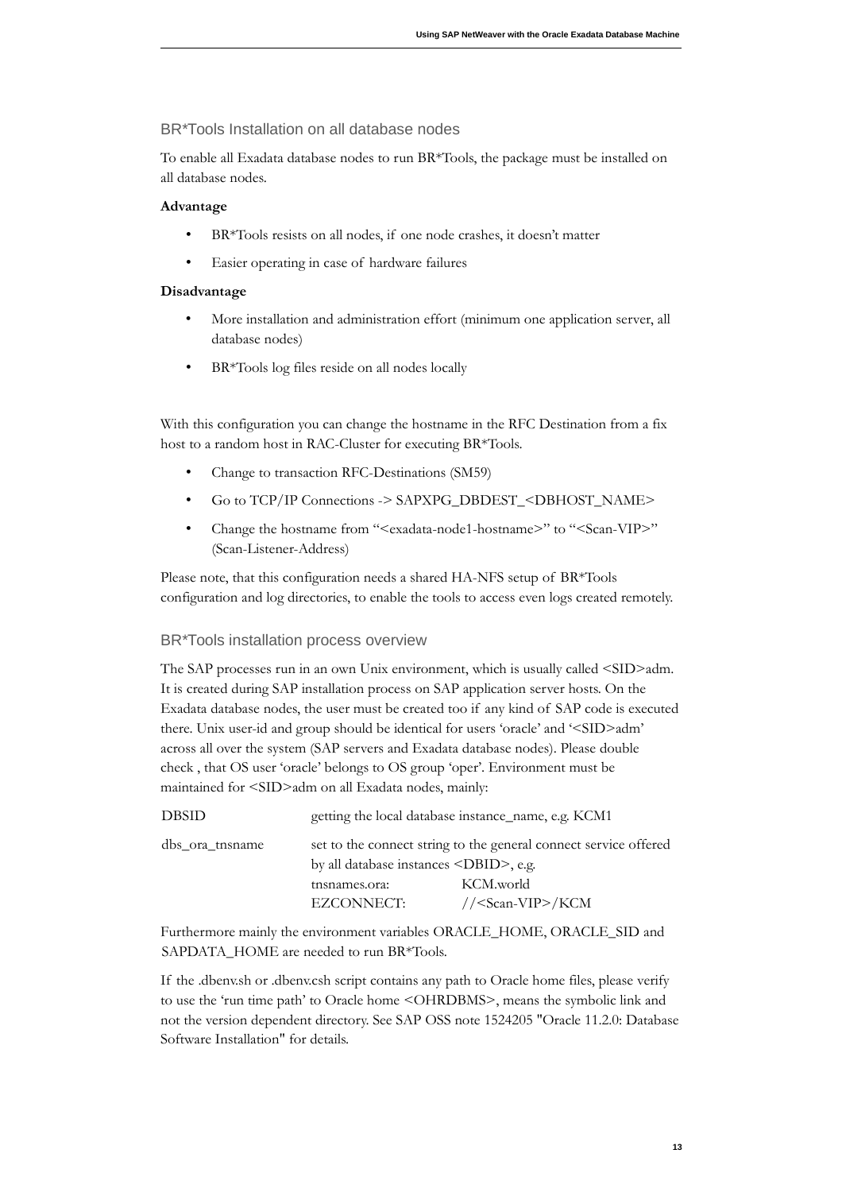## BR*Tools Installation on all database nodes

To enable all Exadata database nodes to run BR*Tools, the package must be installed on all database nodes.

**Advantage**

- BR*Tools resists on all nodes, if one node crashes, it doesn't matter
- Easier operating in case of hardware failures

**Disadvantage**

- More installation and administration effort (minimum one application server, all database nodes)
- BR*Tools log files reside on all nodes locally

With this configuration you can change the hostname in the RFC Destination from a fix host to a random host in RAC-Cluster for executing BR*Tools.

- Change to transaction RFC-Destinations (SM59)
- Go to TCP/IP Connections -> SAPXPG_DBDEST_<DBHOST_NAME>
- Change the hostname from "<exadata-node1-hostname>" to "<Scan-VIP>" (Scan-Listener-Address)

Please note, that this configuration needs a shared HA-NFS setup of BR*Tools configuration and log directories, to enable the tools to access even logs created remotely.

## BR*Tools installation process overview

The SAP processes run in an own Unix environment, which is usually called <SID>adm. It is created during SAP installation process on SAP application server hosts. On the Exadata database nodes, the user must be created too if any kind of SAP code is executed there. Unix user-id and group should be identical for users 'oracle' and '<SID>adm' across all over the system (SAP servers and Exadata database nodes). Please double check , that OS user 'oracle' belongs to OS group 'oper'. Environment must be maintained for <SID>adm on all Exadata nodes, mainly:

| | | |
|---|---|---|
| DBSID | getting the local database instance_name, e.g. KCM1 | |
| dbs_ora_tnsname | set to the connect string to the general connect service offered by all database instances <DBID>, e.g. | |
| | tnsnames.ora: | KCM.world |
| | EZCONNECT: | //<Scan-VIP>/KCM |

Furthermore mainly the environment variables ORACLE_HOME, ORACLE_SID and SAPDATA_HOME are needed to run BR*Tools.

If the .dbenv.sh or .dbenv.csh script contains any path to Oracle home files, please verify to use the 'run time path' to Oracle home <OHRDBMS>, means the symbolic link and not the version dependent directory. See SAP OSS note 1524205 "Oracle 11.2.0: Database Software Installation" for details.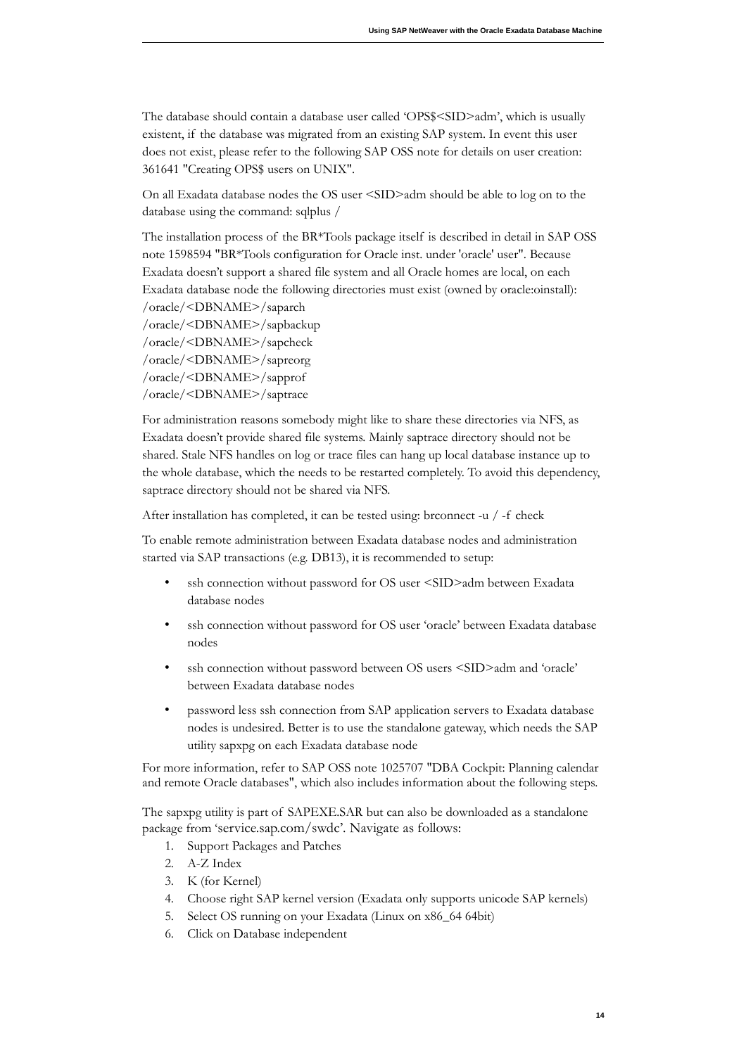The database should contain a database user called 'OPS$<SID>adm', which is usually existent, if the database was migrated from an existing SAP system. In event this user does not exist, please refer to the following SAP OSS note for details on user creation: 361641 "Creating OPS$ users on UNIX".

On all Exadata database nodes the OS user <SID>adm should be able to log on to the database using the command: sqlplus /

The installation process of the BR*Tools package itself is described in detail in SAP OSS note 1598594 "BR*Tools configuration for Oracle inst. under 'oracle' user". Because Exadata doesn't support a shared file system and all Oracle homes are local, on each Exadata database node the following directories must exist (owned by oracle:oinstall):
/oracle/<DBNAME>/saparch
/oracle/<DBNAME>/sapbackup
/oracle/<DBNAME>/sapcheck
/oracle/<DBNAME>/sapreorg
/oracle/<DBNAME>/sapprof
/oracle/<DBNAME>/saptrace

For administration reasons somebody might like to share these directories via NFS, as Exadata doesn't provide shared file systems. Mainly saptrace directory should not be shared. Stale NFS handles on log or trace files can hang up local database instance up to the whole database, which the needs to be restarted completely. To avoid this dependency, saptrace directory should not be shared via NFS.

After installation has completed, it can be tested using: brconnect -u / -f check

To enable remote administration between Exadata database nodes and administration started via SAP transactions (e.g. DB13), it is recommended to setup:

- ssh connection without password for OS user <SID>adm between Exadata database nodes
- ssh connection without password for OS user 'oracle' between Exadata database nodes
- ssh connection without password between OS users <SID>adm and 'oracle' between Exadata database nodes
- password less ssh connection from SAP application servers to Exadata database nodes is undesired. Better is to use the standalone gateway, which needs the SAP utility sapxpg on each Exadata database node

For more information, refer to SAP OSS note 1025707 "DBA Cockpit: Planning calendar and remote Oracle databases", which also includes information about the following steps.

The sapxpg utility is part of SAPEXE.SAR but can also be downloaded as a standalone package from 'service.sap.com/swdc'. Navigate as follows:

1. Support Packages and Patches
2. A-Z Index
3. K (for Kernel)
4. Choose right SAP kernel version (Exadata only supports unicode SAP kernels)
5. Select OS running on your Exadata (Linux on x86_64 64bit)
6. Click on Database independent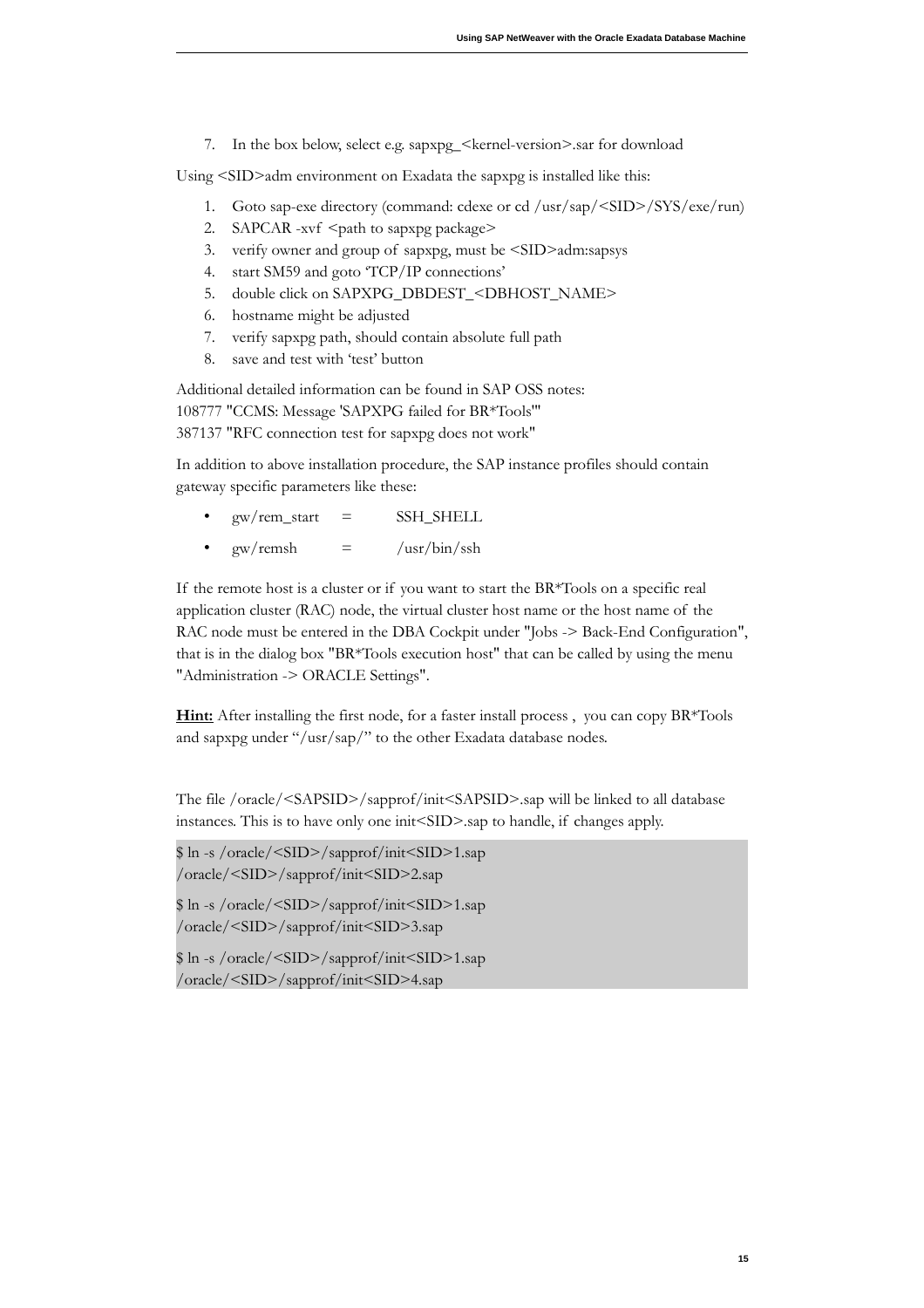7. In the box below, select e.g. sapxpg_<kernel-version>.sar for download

Using <SID>adm environment on Exadata the sapxpg is installed like this:

1. Goto sap-exe directory (command: cdexe or cd /usr/sap/<SID>/SYS/exe/run)
2. SAPCAR -xvf <path to sapxpg package>
3. verify owner and group of sapxpg, must be <SID>adm:sapsys
4. start SM59 and goto 'TCP/IP connections'
5. double click on SAPXPG_DBDEST_<DBHOST_NAME>
6. hostname might be adjusted
7. verify sapxpg path, should contain absolute full path
8. save and test with 'test' button

Additional detailed information can be found in SAP OSS notes:
108777 "CCMS: Message 'SAPXPG failed for BR*Tools'"
387137 "RFC connection test for sapxpg does not work"

In addition to above installation procedure, the SAP instance profiles should contain gateway specific parameters like these:

- gw/rem_start = SSH_SHELL
- gw/remsh = /usr/bin/ssh

If the remote host is a cluster or if you want to start the BR*Tools on a specific real application cluster (RAC) node, the virtual cluster host name or the host name of the RAC node must be entered in the DBA Cockpit under "Jobs -> Back-End Configuration", that is in the dialog box "BR*Tools execution host" that can be called by using the menu "Administration -> ORACLE Settings".

**Hint:** After installing the first node, for a faster install process , you can copy BR*Tools and sapxpg under "/usr/sap/" to the other Exadata database nodes.

The file /oracle/<SAPSID>/sapprof/init<SAPSID>.sap will be linked to all database instances. This is to have only one init<SID>.sap to handle, if changes apply.

```
$ ln -s /oracle/<SID>/sapprof/init<SID>1.sap
/oracle/<SID>/sapprof/init<SID>2.sap

$ ln -s /oracle/<SID>/sapprof/init<SID>1.sap
/oracle/<SID>/sapprof/init<SID>3.sap

$ ln -s /oracle/<SID>/sapprof/init<SID>1.sap
/oracle/<SID>/sapprof/init<SID>4.sap
```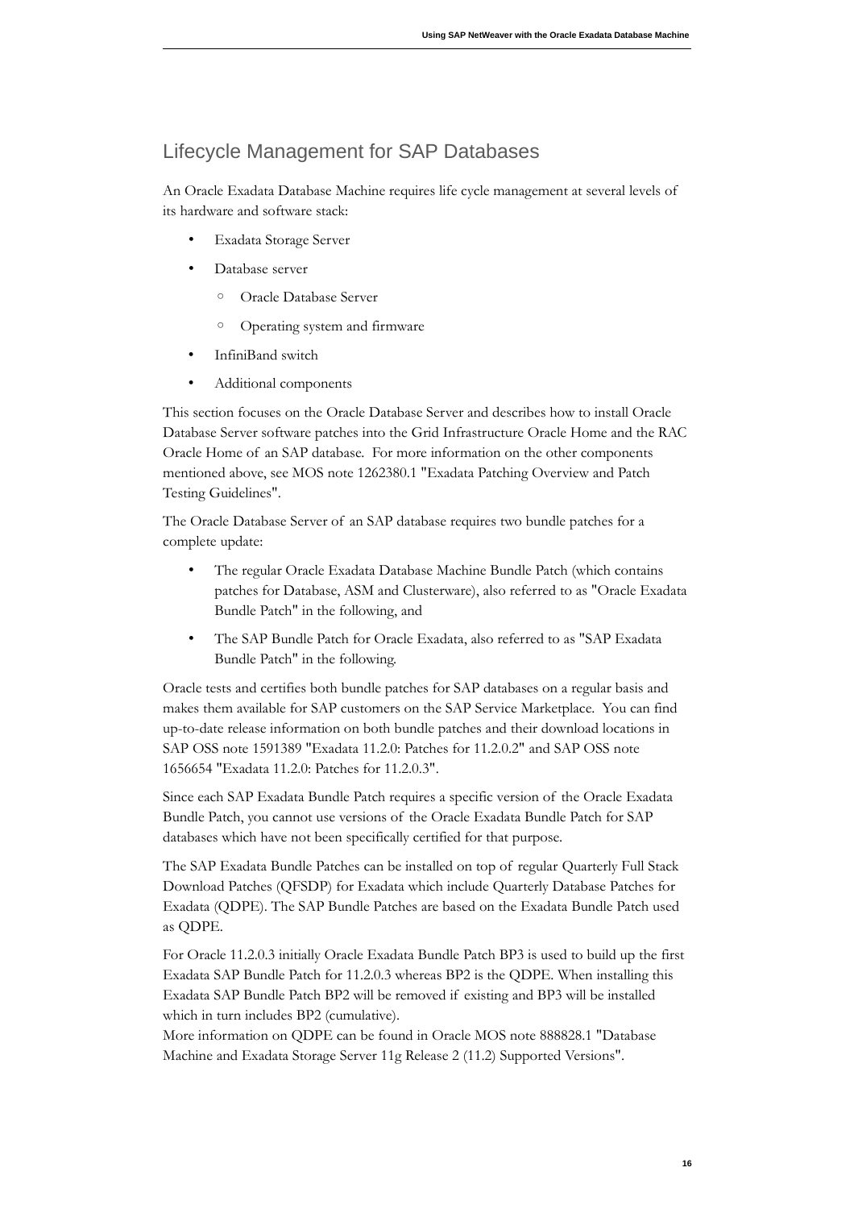## Lifecycle Management for SAP Databases

An Oracle Exadata Database Machine requires life cycle management at several levels of its hardware and software stack:

- Exadata Storage Server
- Database server
  - Oracle Database Server
  - Operating system and firmware
- InfiniBand switch
- Additional components

This section focuses on the Oracle Database Server and describes how to install Oracle Database Server software patches into the Grid Infrastructure Oracle Home and the RAC Oracle Home of an SAP database. For more information on the other components mentioned above, see MOS note 1262380.1 "Exadata Patching Overview and Patch Testing Guidelines".

The Oracle Database Server of an SAP database requires two bundle patches for a complete update:

- The regular Oracle Exadata Database Machine Bundle Patch (which contains patches for Database, ASM and Clusterware), also referred to as "Oracle Exadata Bundle Patch" in the following, and
- The SAP Bundle Patch for Oracle Exadata, also referred to as "SAP Exadata Bundle Patch" in the following.

Oracle tests and certifies both bundle patches for SAP databases on a regular basis and makes them available for SAP customers on the SAP Service Marketplace. You can find up-to-date release information on both bundle patches and their download locations in SAP OSS note 1591389 "Exadata 11.2.0: Patches for 11.2.0.2" and SAP OSS note 1656654 "Exadata 11.2.0: Patches for 11.2.0.3".

Since each SAP Exadata Bundle Patch requires a specific version of the Oracle Exadata Bundle Patch, you cannot use versions of the Oracle Exadata Bundle Patch for SAP databases which have not been specifically certified for that purpose.

The SAP Exadata Bundle Patches can be installed on top of regular Quarterly Full Stack Download Patches (QFSDP) for Exadata which include Quarterly Database Patches for Exadata (QDPE). The SAP Bundle Patches are based on the Exadata Bundle Patch used as QDPE.

For Oracle 11.2.0.3 initially Oracle Exadata Bundle Patch BP3 is used to build up the first Exadata SAP Bundle Patch for 11.2.0.3 whereas BP2 is the QDPE. When installing this Exadata SAP Bundle Patch BP2 will be removed if existing and BP3 will be installed which in turn includes BP2 (cumulative).
More information on QDPE can be found in Oracle MOS note 888828.1 "Database Machine and Exadata Storage Server 11g Release 2 (11.2) Supported Versions".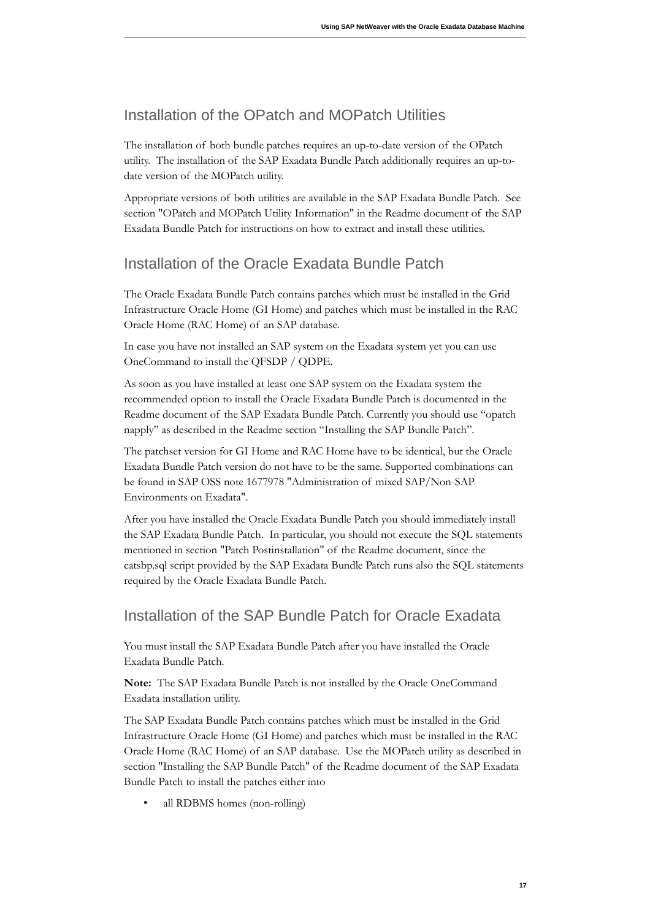## Installation of the OPatch and MOPatch Utilities

The installation of both bundle patches requires an up-to-date version of the OPatch utility. The installation of the SAP Exadata Bundle Patch additionally requires an up-to-date version of the MOPatch utility.

Appropriate versions of both utilities are available in the SAP Exadata Bundle Patch. See section "OPatch and MOPatch Utility Information" in the Readme document of the SAP Exadata Bundle Patch for instructions on how to extract and install these utilities.

## Installation of the Oracle Exadata Bundle Patch

The Oracle Exadata Bundle Patch contains patches which must be installed in the Grid Infrastructure Oracle Home (GI Home) and patches which must be installed in the RAC Oracle Home (RAC Home) of an SAP database.

In case you have not installed an SAP system on the Exadata system yet you can use OneCommand to install the QFSDP / QDPE.

As soon as you have installed at least one SAP system on the Exadata system the recommended option to install the Oracle Exadata Bundle Patch is documented in the Readme document of the SAP Exadata Bundle Patch. Currently you should use "opatch napply" as described in the Readme section "Installing the SAP Bundle Patch".

The patchset version for GI Home and RAC Home have to be identical, but the Oracle Exadata Bundle Patch version do not have to be the same. Supported combinations can be found in SAP OSS note 1677978 "Administration of mixed SAP/Non-SAP Environments on Exadata".

After you have installed the Oracle Exadata Bundle Patch you should immediately install the SAP Exadata Bundle Patch. In particular, you should not execute the SQL statements mentioned in section "Patch Postinstallation" of the Readme document, since the catsbp.sql script provided by the SAP Exadata Bundle Patch runs also the SQL statements required by the Oracle Exadata Bundle Patch.

## Installation of the SAP Bundle Patch for Oracle Exadata

You must install the SAP Exadata Bundle Patch after you have installed the Oracle Exadata Bundle Patch.

**Note:** The SAP Exadata Bundle Patch is not installed by the Oracle OneCommand Exadata installation utility.

The SAP Exadata Bundle Patch contains patches which must be installed in the Grid Infrastructure Oracle Home (GI Home) and patches which must be installed in the RAC Oracle Home (RAC Home) of an SAP database. Use the MOPatch utility as described in section "Installing the SAP Bundle Patch" of the Readme document of the SAP Exadata Bundle Patch to install the patches either into

- all RDBMS homes (non-rolling)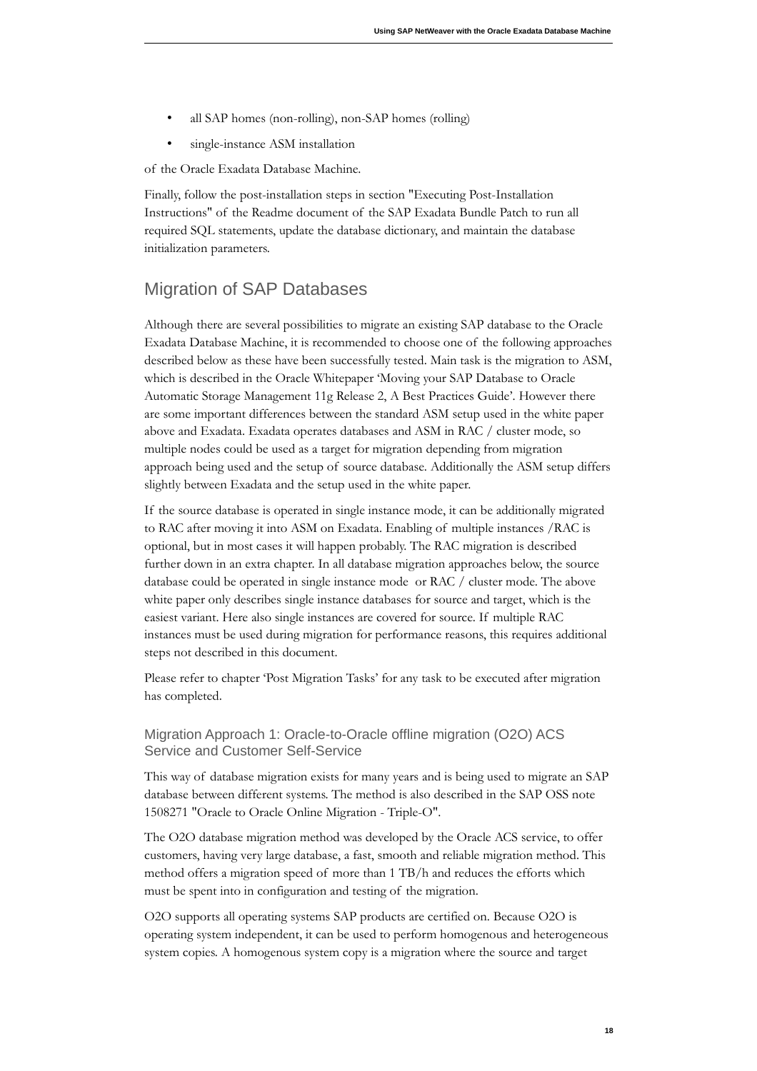- all SAP homes (non-rolling), non-SAP homes (rolling)
- single-instance ASM installation

of the Oracle Exadata Database Machine.

Finally, follow the post-installation steps in section "Executing Post-Installation Instructions" of the Readme document of the SAP Exadata Bundle Patch to run all required SQL statements, update the database dictionary, and maintain the database initialization parameters.

## Migration of SAP Databases

Although there are several possibilities to migrate an existing SAP database to the Oracle Exadata Database Machine, it is recommended to choose one of the following approaches described below as these have been successfully tested. Main task is the migration to ASM, which is described in the Oracle Whitepaper 'Moving your SAP Database to Oracle Automatic Storage Management 11g Release 2, A Best Practices Guide'. However there are some important differences between the standard ASM setup used in the white paper above and Exadata. Exadata operates databases and ASM in RAC / cluster mode, so multiple nodes could be used as a target for migration depending from migration approach being used and the setup of source database. Additionally the ASM setup differs slightly between Exadata and the setup used in the white paper.

If the source database is operated in single instance mode, it can be additionally migrated to RAC after moving it into ASM on Exadata. Enabling of multiple instances /RAC is optional, but in most cases it will happen probably. The RAC migration is described further down in an extra chapter. In all database migration approaches below, the source database could be operated in single instance mode or RAC / cluster mode. The above white paper only describes single instance databases for source and target, which is the easiest variant. Here also single instances are covered for source. If multiple RAC instances must be used during migration for performance reasons, this requires additional steps not described in this document.

Please refer to chapter 'Post Migration Tasks' for any task to be executed after migration has completed.

### Migration Approach 1: Oracle-to-Oracle offline migration (O2O) ACS Service and Customer Self-Service

This way of database migration exists for many years and is being used to migrate an SAP database between different systems. The method is also described in the SAP OSS note 1508271 "Oracle to Oracle Online Migration - Triple-O".

The O2O database migration method was developed by the Oracle ACS service, to offer customers, having very large database, a fast, smooth and reliable migration method. This method offers a migration speed of more than 1 TB/h and reduces the efforts which must be spent into in configuration and testing of the migration.

O2O supports all operating systems SAP products are certified on. Because O2O is operating system independent, it can be used to perform homogenous and heterogeneous system copies. A homogenous system copy is a migration where the source and target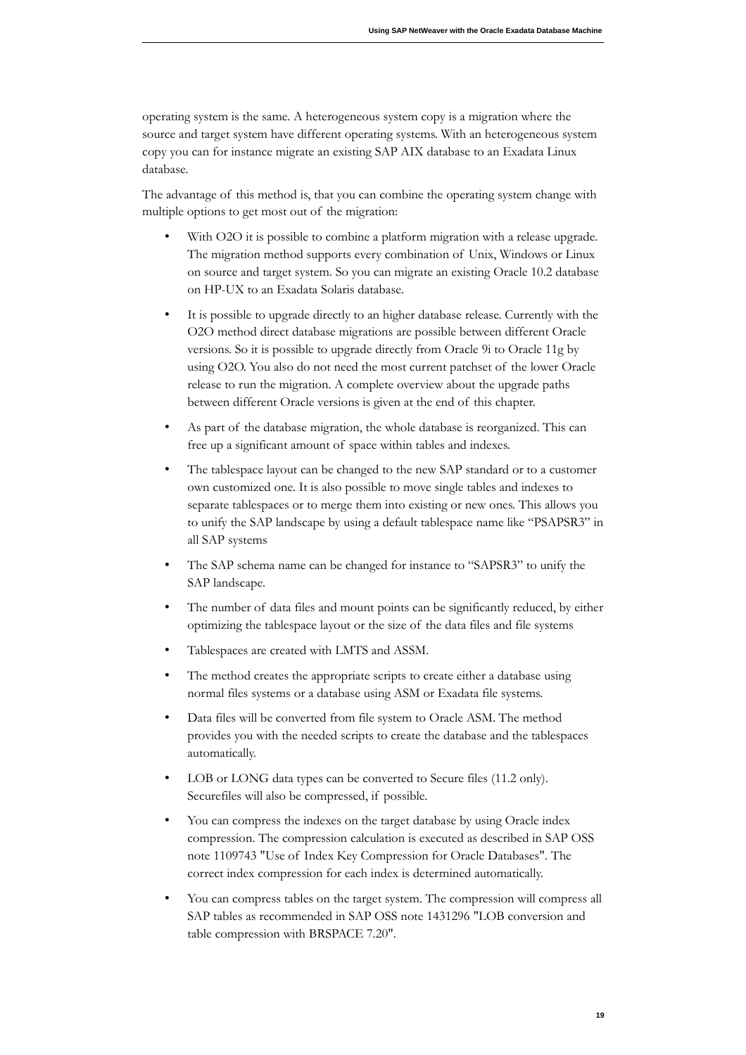operating system is the same. A heterogeneous system copy is a migration where the source and target system have different operating systems. With an heterogeneous system copy you can for instance migrate an existing SAP AIX database to an Exadata Linux database.

The advantage of this method is, that you can combine the operating system change with multiple options to get most out of the migration:

- With O2O it is possible to combine a platform migration with a release upgrade. The migration method supports every combination of Unix, Windows or Linux on source and target system. So you can migrate an existing Oracle 10.2 database on HP-UX to an Exadata Solaris database.
- It is possible to upgrade directly to an higher database release. Currently with the O2O method direct database migrations are possible between different Oracle versions. So it is possible to upgrade directly from Oracle 9i to Oracle 11g by using O2O. You also do not need the most current patchset of the lower Oracle release to run the migration. A complete overview about the upgrade paths between different Oracle versions is given at the end of this chapter.
- As part of the database migration, the whole database is reorganized. This can free up a significant amount of space within tables and indexes.
- The tablespace layout can be changed to the new SAP standard or to a customer own customized one. It is also possible to move single tables and indexes to separate tablespaces or to merge them into existing or new ones. This allows you to unify the SAP landscape by using a default tablespace name like "PSAPSR3" in all SAP systems
- The SAP schema name can be changed for instance to "SAPSR3" to unify the SAP landscape.
- The number of data files and mount points can be significantly reduced, by either optimizing the tablespace layout or the size of the data files and file systems
- Tablespaces are created with LMTS and ASSM.
- The method creates the appropriate scripts to create either a database using normal files systems or a database using ASM or Exadata file systems.
- Data files will be converted from file system to Oracle ASM. The method provides you with the needed scripts to create the database and the tablespaces automatically.
- LOB or LONG data types can be converted to Secure files (11.2 only). Securefiles will also be compressed, if possible.
- You can compress the indexes on the target database by using Oracle index compression. The compression calculation is executed as described in SAP OSS note 1109743 "Use of Index Key Compression for Oracle Databases". The correct index compression for each index is determined automatically.
- You can compress tables on the target system. The compression will compress all SAP tables as recommended in SAP OSS note 1431296 "LOB conversion and table compression with BRSPACE 7.20".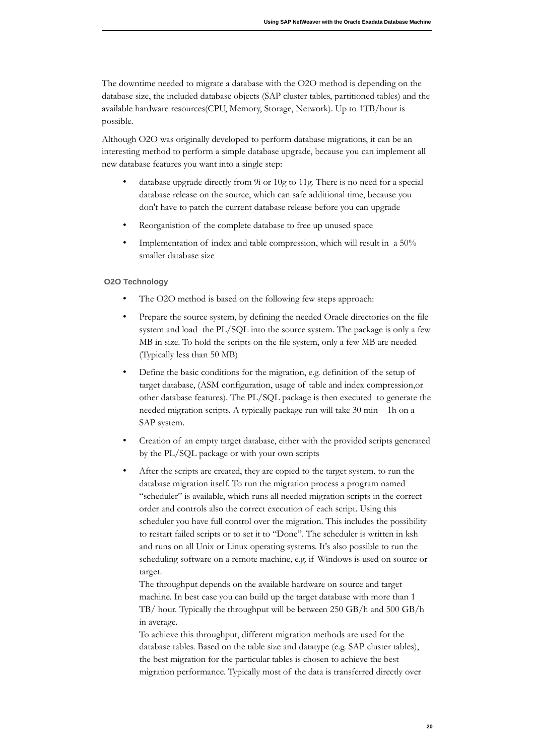The downtime needed to migrate a database with the O2O method is depending on the database size, the included database objects (SAP cluster tables, partitioned tables) and the available hardware resources(CPU, Memory, Storage, Network). Up to 1TB/hour is possible.

Although O2O was originally developed to perform database migrations, it can be an interesting method to perform a simple database upgrade, because you can implement all new database features you want into a single step:

- database upgrade directly from 9i or 10g to 11g. There is no need for a special database release on the source, which can safe additional time, because you don't have to patch the current database release before you can upgrade
- Reorganistion of the complete database to free up unused space
- Implementation of index and table compression, which will result in a 50% smaller database size

### O2O Technology

- The O2O method is based on the following few steps approach:
- Prepare the source system, by defining the needed Oracle directories on the file system and load the PL/SQL into the source system. The package is only a few MB in size. To hold the scripts on the file system, only a few MB are needed (Typically less than 50 MB)
- Define the basic conditions for the migration, e.g. definition of the setup of target database, (ASM configuration, usage of table and index compression,or other database features). The PL/SQL package is then executed to generate the needed migration scripts. A typically package run will take 30 min – 1h on a SAP system.
- Creation of an empty target database, either with the provided scripts generated by the PL/SQL package or with your own scripts
- After the scripts are created, they are copied to the target system, to run the database migration itself. To run the migration process a program named "scheduler" is available, which runs all needed migration scripts in the correct order and controls also the correct execution of each script. Using this scheduler you have full control over the migration. This includes the possibility to restart failed scripts or to set it to "Done". The scheduler is written in ksh and runs on all Unix or Linux operating systems. It's also possible to run the scheduling software on a remote machine, e.g. if Windows is used on source or target.
  The throughput depends on the available hardware on source and target machine. In best case you can build up the target database with more than 1 TB/ hour. Typically the throughput will be between 250 GB/h and 500 GB/h in average.
  To achieve this throughput, different migration methods are used for the database tables. Based on the table size and datatype (e.g. SAP cluster tables), the best migration for the particular tables is chosen to achieve the best migration performance. Typically most of the data is transferred directly over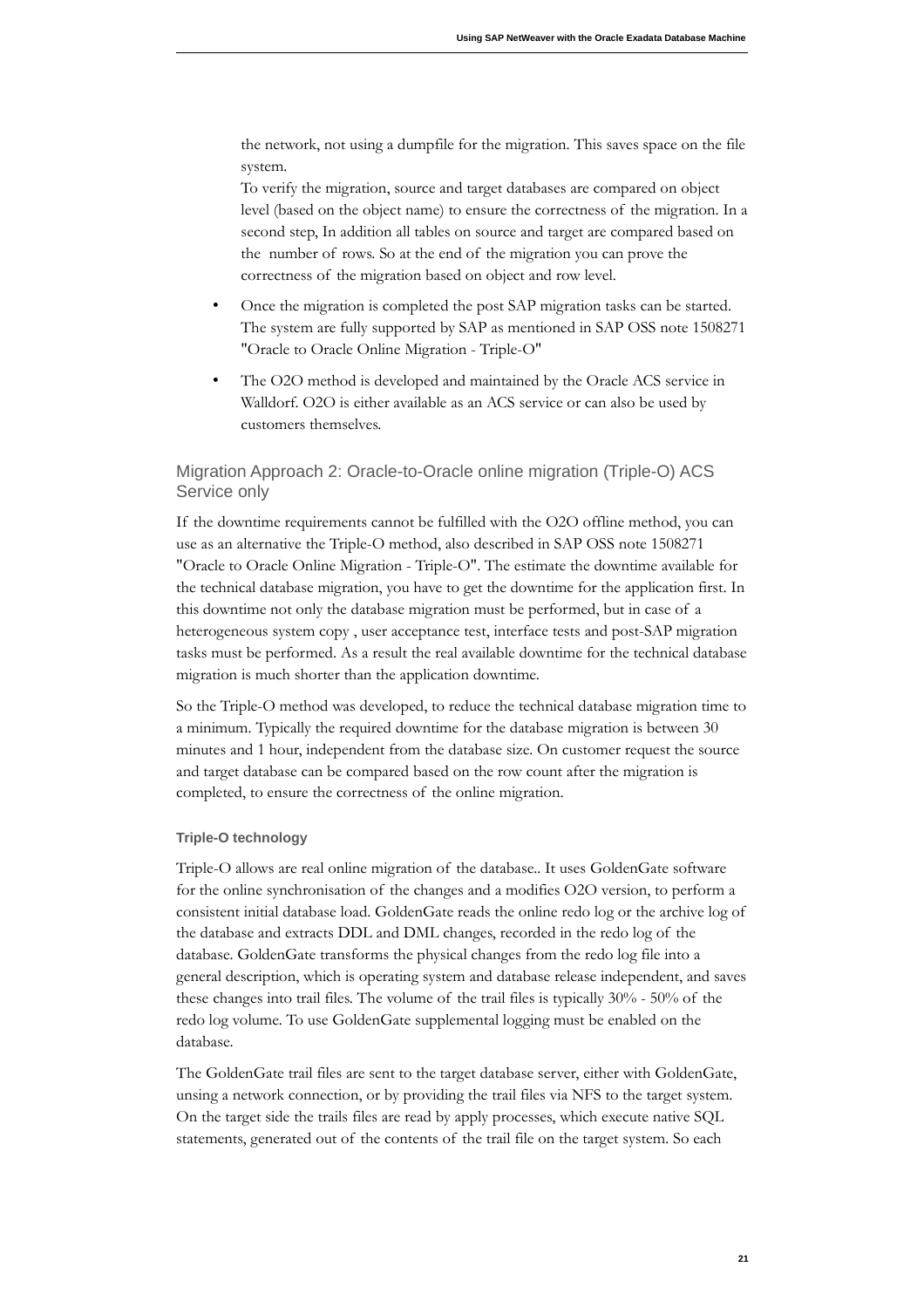the network, not using a dumpfile for the migration. This saves space on the file system.

To verify the migration, source and target databases are compared on object level (based on the object name) to ensure the correctness of the migration. In a second step, In addition all tables on source and target are compared based on the number of rows. So at the end of the migration you can prove the correctness of the migration based on object and row level.

- Once the migration is completed the post SAP migration tasks can be started. The system are fully supported by SAP as mentioned in SAP OSS note 1508271 "Oracle to Oracle Online Migration - Triple-O"
- The O2O method is developed and maintained by the Oracle ACS service in Walldorf. O2O is either available as an ACS service or can also be used by customers themselves.

## Migration Approach 2: Oracle-to-Oracle online migration (Triple-O) ACS Service only

If the downtime requirements cannot be fulfilled with the O2O offline method, you can use as an alternative the Triple-O method, also described in SAP OSS note 1508271 "Oracle to Oracle Online Migration - Triple-O". The estimate the downtime available for the technical database migration, you have to get the downtime for the application first. In this downtime not only the database migration must be performed, but in case of a heterogeneous system copy , user acceptance test, interface tests and post-SAP migration tasks must be performed. As a result the real available downtime for the technical database migration is much shorter than the application downtime.

So the Triple-O method was developed, to reduce the technical database migration time to a minimum. Typically the required downtime for the database migration is between 30 minutes and 1 hour, independent from the database size. On customer request the source and target database can be compared based on the row count after the migration is completed, to ensure the correctness of the online migration.

### Triple-O technology

Triple-O allows are real online migration of the database.. It uses GoldenGate software for the online synchronisation of the changes and a modifies O2O version, to perform a consistent initial database load. GoldenGate reads the online redo log or the archive log of the database and extracts DDL and DML changes, recorded in the redo log of the database. GoldenGate transforms the physical changes from the redo log file into a general description, which is operating system and database release independent, and saves these changes into trail files. The volume of the trail files is typically 30% - 50% of the redo log volume. To use GoldenGate supplemental logging must be enabled on the database.

The GoldenGate trail files are sent to the target database server, either with GoldenGate, unsing a network connection, or by providing the trail files via NFS to the target system. On the target side the trails files are read by apply processes, which execute native SQL statements, generated out of the contents of the trail file on the target system. So each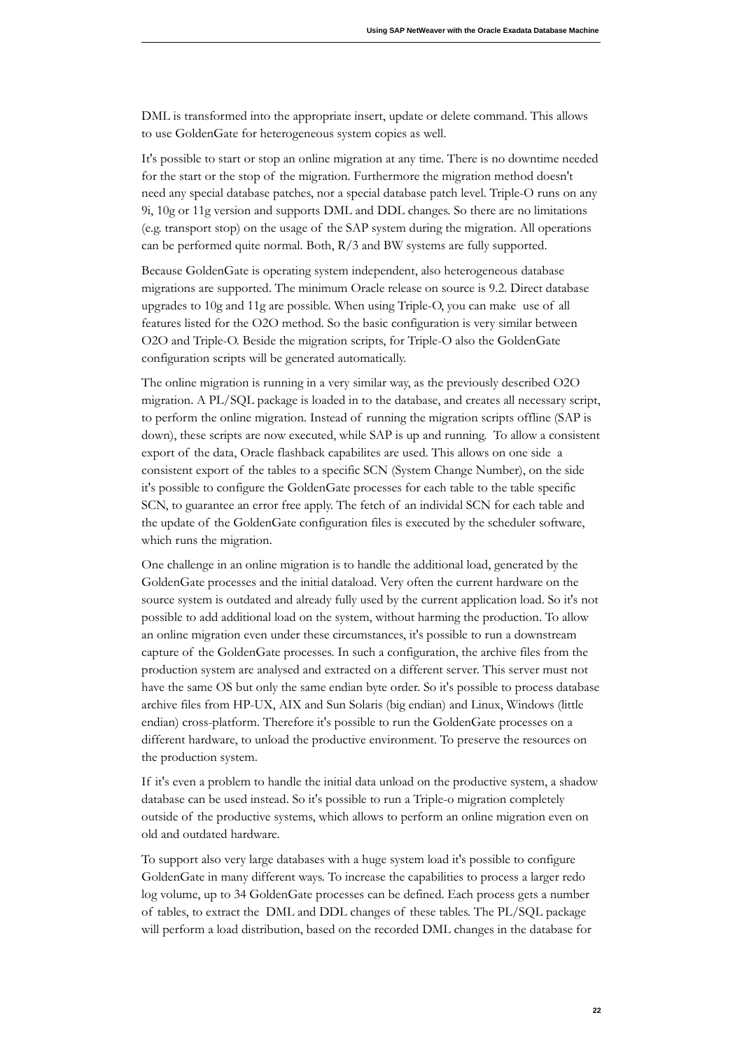DML is transformed into the appropriate insert, update or delete command. This allows to use GoldenGate for heterogeneous system copies as well.

It's possible to start or stop an online migration at any time. There is no downtime needed for the start or the stop of the migration. Furthermore the migration method doesn't need any special database patches, nor a special database patch level. Triple-O runs on any 9i, 10g or 11g version and supports DML and DDL changes. So there are no limitations (e.g. transport stop) on the usage of the SAP system during the migration. All operations can be performed quite normal. Both, R/3 and BW systems are fully supported.

Because GoldenGate is operating system independent, also heterogeneous database migrations are supported. The minimum Oracle release on source is 9.2. Direct database upgrades to 10g and 11g are possible. When using Triple-O, you can make use of all features listed for the O2O method. So the basic configuration is very similar between O2O and Triple-O. Beside the migration scripts, for Triple-O also the GoldenGate configuration scripts will be generated automatically.

The online migration is running in a very similar way, as the previously described O2O migration. A PL/SQL package is loaded in to the database, and creates all necessary script, to perform the online migration. Instead of running the migration scripts offline (SAP is down), these scripts are now executed, while SAP is up and running. To allow a consistent export of the data, Oracle flashback capabilites are used. This allows on one side a consistent export of the tables to a specific SCN (System Change Number), on the side it's possible to configure the GoldenGate processes for each table to the table specific SCN, to guarantee an error free apply. The fetch of an individal SCN for each table and the update of the GoldenGate configuration files is executed by the scheduler software, which runs the migration.

One challenge in an online migration is to handle the additional load, generated by the GoldenGate processes and the initial dataload. Very often the current hardware on the source system is outdated and already fully used by the current application load. So it's not possible to add additional load on the system, without harming the production. To allow an online migration even under these circumstances, it's possible to run a downstream capture of the GoldenGate processes. In such a configuration, the archive files from the production system are analysed and extracted on a different server. This server must not have the same OS but only the same endian byte order. So it's possible to process database archive files from HP-UX, AIX and Sun Solaris (big endian) and Linux, Windows (little endian) cross-platform. Therefore it's possible to run the GoldenGate processes on a different hardware, to unload the productive environment. To preserve the resources on the production system.

If it's even a problem to handle the initial data unload on the productive system, a shadow database can be used instead. So it's possible to run a Triple-o migration completely outside of the productive systems, which allows to perform an online migration even on old and outdated hardware.

To support also very large databases with a huge system load it's possible to configure GoldenGate in many different ways. To increase the capabilities to process a larger redo log volume, up to 34 GoldenGate processes can be defined. Each process gets a number of tables, to extract the DML and DDL changes of these tables. The PL/SQL package will perform a load distribution, based on the recorded DML changes in the database for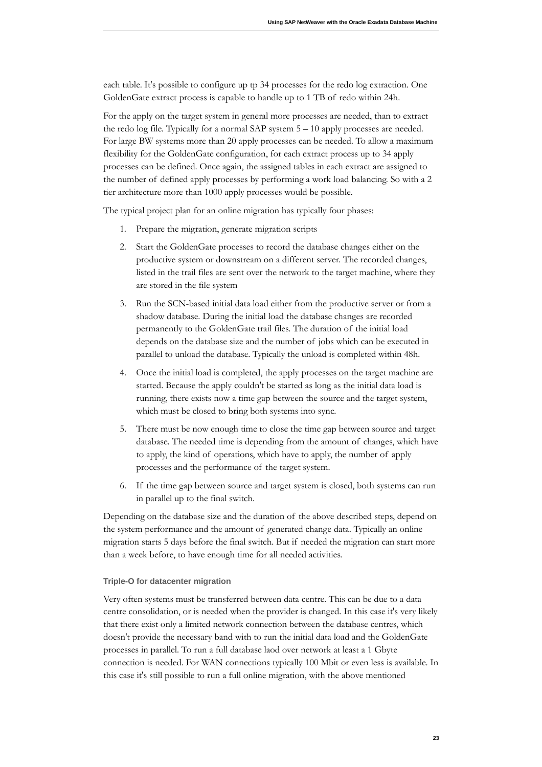each table. It's possible to configure up tp 34 processes for the redo log extraction. One GoldenGate extract process is capable to handle up to 1 TB of redo within 24h.

For the apply on the target system in general more processes are needed, than to extract the redo log file. Typically for a normal SAP system 5 – 10 apply processes are needed. For large BW systems more than 20 apply processes can be needed. To allow a maximum flexibility for the GoldenGate configuration, for each extract process up to 34 apply processes can be defined. Once again, the assigned tables in each extract are assigned to the number of defined apply processes by performing a work load balancing. So with a 2 tier architecture more than 1000 apply processes would be possible.

The typical project plan for an online migration has typically four phases:

1. Prepare the migration, generate migration scripts
2. Start the GoldenGate processes to record the database changes either on the productive system or downstream on a different server. The recorded changes, listed in the trail files are sent over the network to the target machine, where they are stored in the file system
3. Run the SCN-based initial data load either from the productive server or from a shadow database. During the initial load the database changes are recorded permanently to the GoldenGate trail files. The duration of the initial load depends on the database size and the number of jobs which can be executed in parallel to unload the database. Typically the unload is completed within 48h.
4. Once the initial load is completed, the apply processes on the target machine are started. Because the apply couldn't be started as long as the initial data load is running, there exists now a time gap between the source and the target system, which must be closed to bring both systems into sync.
5. There must be now enough time to close the time gap between source and target database. The needed time is depending from the amount of changes, which have to apply, the kind of operations, which have to apply, the number of apply processes and the performance of the target system.
6. If the time gap between source and target system is closed, both systems can run in parallel up to the final switch.

Depending on the database size and the duration of the above described steps, depend on the system performance and the amount of generated change data. Typically an online migration starts 5 days before the final switch. But if needed the migration can start more than a week before, to have enough time for all needed activities.

### Triple-O for datacenter migration

Very often systems must be transferred between data centre. This can be due to a data centre consolidation, or is needed when the provider is changed. In this case it's very likely that there exist only a limited network connection between the database centres, which doesn't provide the necessary band with to run the initial data load and the GoldenGate processes in parallel. To run a full database laod over network at least a 1 Gbyte connection is needed. For WAN connections typically 100 Mbit or even less is available. In this case it's still possible to run a full online migration, with the above mentioned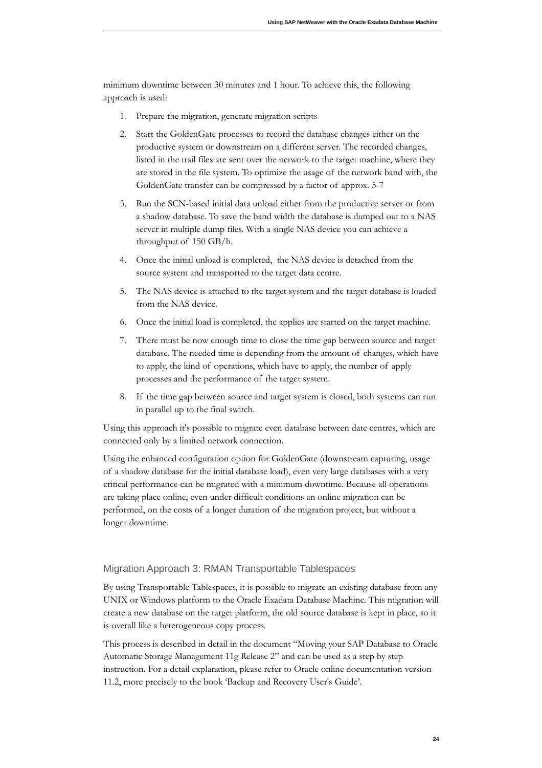minimum downtime between 30 minutes and 1 hour. To achieve this, the following approach is used:

1. Prepare the migration, generate migration scripts
2. Start the GoldenGate processes to record the database changes either on the productive system or downstream on a different server. The recorded changes, listed in the trail files are sent over the network to the target machine, where they are stored in the file system. To optimize the usage of the network band with, the GoldenGate transfer can be compressed by a factor of approx. 5-7
3. Run the SCN-based initial data unload either from the productive server or from a shadow database. To save the band width the database is dumped out to a NAS server in multiple dump files. With a single NAS device you can achieve a throughput of 150 GB/h.
4. Once the initial unload is completed, the NAS device is detached from the source system and transported to the target data centre.
5. The NAS device is attached to the target system and the target database is loaded from the NAS device.
6. Once the initial load is completed, the applies are started on the target machine.
7. There must be now enough time to close the time gap between source and target database. The needed time is depending from the amount of changes, which have to apply, the kind of operations, which have to apply, the number of apply processes and the performance of the target system.
8. If the time gap between source and target system is closed, both systems can run in parallel up to the final switch.

Using this approach it's possible to migrate even database between date centres, which are connected only by a limited network connection.

Using the enhanced configuration option for GoldenGate (downstream capturing, usage of a shadow database for the initial database load), even very large databases with a very critical performance can be migrated with a minimum downtime. Because all operations are taking place online, even under difficult conditions an online migration can be performed, on the costs of a longer duration of the migration project, but without a longer downtime.

## Migration Approach 3: RMAN Transportable Tablespaces

By using Transportable Tablespaces, it is possible to migrate an existing database from any UNIX or Windows platform to the Oracle Exadata Database Machine. This migration will create a new database on the target platform, the old source database is kept in place, so it is overall like a heterogeneous copy process.

This process is described in detail in the document "Moving your SAP Database to Oracle Automatic Storage Management 11g Release 2" and can be used as a step by step instruction. For a detail explanation, please refer to Oracle online documentation version 11.2, more precisely to the book 'Backup and Recovery User's Guide'.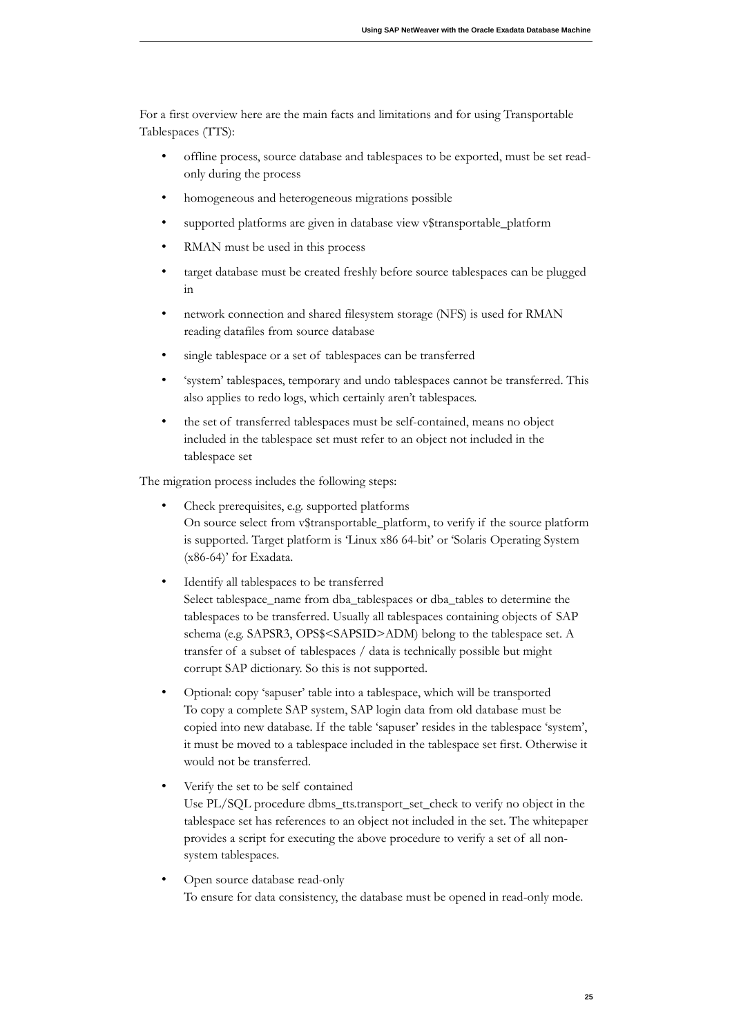For a first overview here are the main facts and limitations and for using Transportable Tablespaces (TTS):

- offline process, source database and tablespaces to be exported, must be set read-only during the process
- homogeneous and heterogeneous migrations possible
- supported platforms are given in database view v$transportable_platform
- RMAN must be used in this process
- target database must be created freshly before source tablespaces can be plugged in
- network connection and shared filesystem storage (NFS) is used for RMAN reading datafiles from source database
- single tablespace or a set of tablespaces can be transferred
- 'system' tablespaces, temporary and undo tablespaces cannot be transferred. This also applies to redo logs, which certainly aren't tablespaces.
- the set of transferred tablespaces must be self-contained, means no object included in the tablespace set must refer to an object not included in the tablespace set

The migration process includes the following steps:

- Check prerequisites, e.g. supported platforms
  On source select from v$transportable_platform, to verify if the source platform is supported. Target platform is 'Linux x86 64-bit' or 'Solaris Operating System (x86-64)' for Exadata.
- Identify all tablespaces to be transferred
  Select tablespace_name from dba_tablespaces or dba_tables to determine the tablespaces to be transferred. Usually all tablespaces containing objects of SAP schema (e.g. SAPSR3, OPS$<SAPSID>ADM) belong to the tablespace set. A transfer of a subset of tablespaces / data is technically possible but might corrupt SAP dictionary. So this is not supported.
- Optional: copy 'sapuser' table into a tablespace, which will be transported
  To copy a complete SAP system, SAP login data from old database must be copied into new database. If the table 'sapuser' resides in the tablespace 'system', it must be moved to a tablespace included in the tablespace set first. Otherwise it would not be transferred.
- Verify the set to be self contained
  Use PL/SQL procedure dbms_tts.transport_set_check to verify no object in the tablespace set has references to an object not included in the set. The whitepaper provides a script for executing the above procedure to verify a set of all non-system tablespaces.
- Open source database read-only
  To ensure for data consistency, the database must be opened in read-only mode.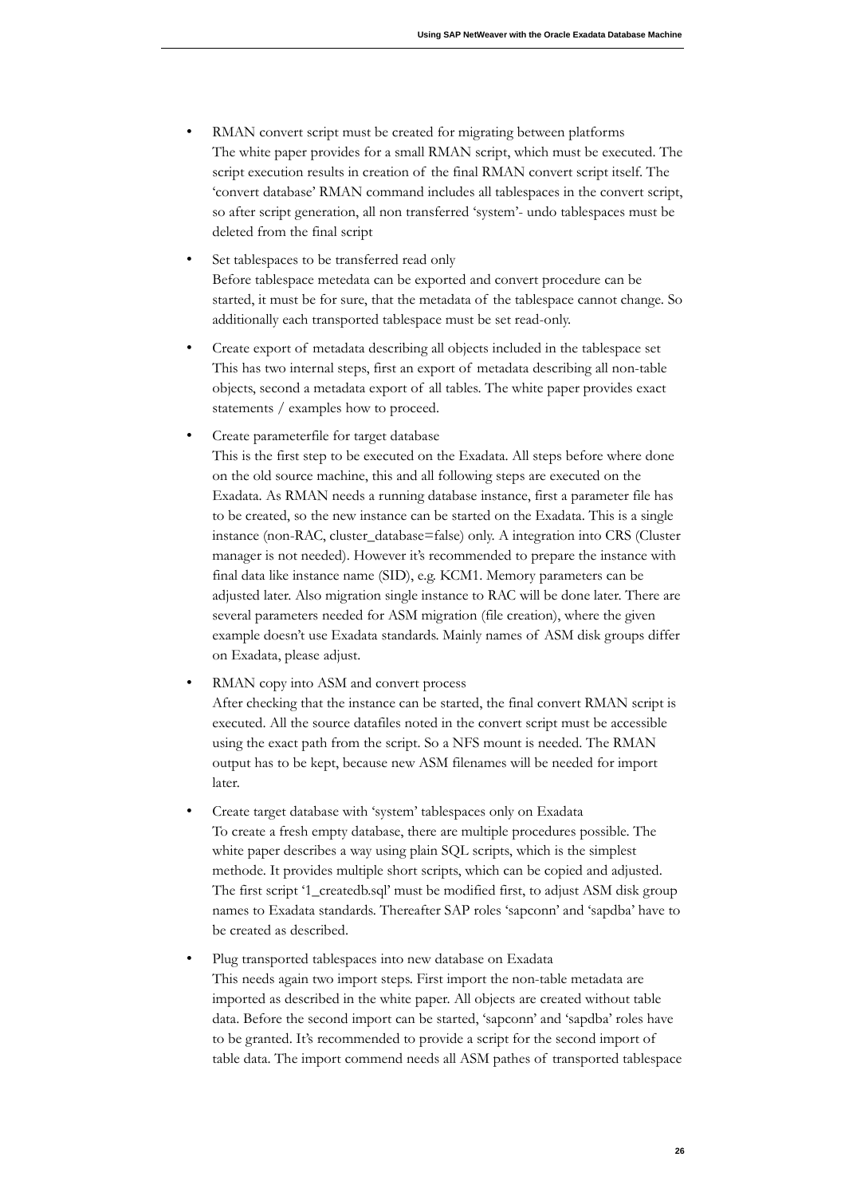- RMAN convert script must be created for migrating between platforms
  The white paper provides for a small RMAN script, which must be executed. The script execution results in creation of the final RMAN convert script itself. The 'convert database' RMAN command includes all tablespaces in the convert script, so after script generation, all non transferred 'system'- undo tablespaces must be deleted from the final script

- Set tablespaces to be transferred read only
  Before tablespace metedata can be exported and convert procedure can be started, it must be for sure, that the metadata of the tablespace cannot change. So additionally each transported tablespace must be set read-only.

- Create export of metadata describing all objects included in the tablespace set
  This has two internal steps, first an export of metadata describing all non-table objects, second a metadata export of all tables. The white paper provides exact statements / examples how to proceed.

- Create parameterfile for target database
  This is the first step to be executed on the Exadata. All steps before where done on the old source machine, this and all following steps are executed on the Exadata. As RMAN needs a running database instance, first a parameter file has to be created, so the new instance can be started on the Exadata. This is a single instance (non-RAC, cluster_database=false) only. A integration into CRS (Cluster manager is not needed). However it's recommended to prepare the instance with final data like instance name (SID), e.g. KCM1. Memory parameters can be adjusted later. Also migration single instance to RAC will be done later. There are several parameters needed for ASM migration (file creation), where the given example doesn't use Exadata standards. Mainly names of ASM disk groups differ on Exadata, please adjust.

- RMAN copy into ASM and convert process
  After checking that the instance can be started, the final convert RMAN script is executed. All the source datafiles noted in the convert script must be accessible using the exact path from the script. So a NFS mount is needed. The RMAN output has to be kept, because new ASM filenames will be needed for import later.

- Create target database with 'system' tablespaces only on Exadata
  To create a fresh empty database, there are multiple procedures possible. The white paper describes a way using plain SQL scripts, which is the simplest methode. It provides multiple short scripts, which can be copied and adjusted. The first script '1_createdb.sql' must be modified first, to adjust ASM disk group names to Exadata standards. Thereafter SAP roles 'sapconn' and 'sapdba' have to be created as described.

- Plug transported tablespaces into new database on Exadata
  This needs again two import steps. First import the non-table metadata are imported as described in the white paper. All objects are created without table data. Before the second import can be started, 'sapconn' and 'sapdba' roles have to be granted. It's recommended to provide a script for the second import of table data. The import commend needs all ASM pathes of transported tablespace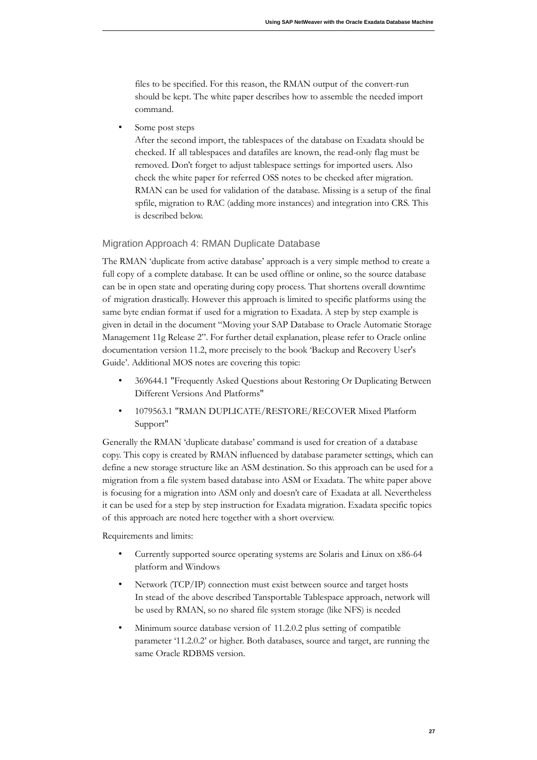files to be specified. For this reason, the RMAN output of the convert-run should be kept. The white paper describes how to assemble the needed import command.

- Some post steps
  After the second import, the tablespaces of the database on Exadata should be checked. If all tablespaces and datafiles are known, the read-only flag must be removed. Don't forget to adjust tablespace settings for imported users. Also check the white paper for referred OSS notes to be checked after migration. RMAN can be used for validation of the database. Missing is a setup of the final spfile, migration to RAC (adding more instances) and integration into CRS. This is described below.

### Migration Approach 4: RMAN Duplicate Database

The RMAN 'duplicate from active database' approach is a very simple method to create a full copy of a complete database. It can be used offline or online, so the source database can be in open state and operating during copy process. That shortens overall downtime of migration drastically. However this approach is limited to specific platforms using the same byte endian format if used for a migration to Exadata. A step by step example is given in detail in the document "Moving your SAP Database to Oracle Automatic Storage Management 11g Release 2". For further detail explanation, please refer to Oracle online documentation version 11.2, more precisely to the book 'Backup and Recovery User's Guide'. Additional MOS notes are covering this topic:

- 369644.1 "Frequently Asked Questions about Restoring Or Duplicating Between Different Versions And Platforms"
- 1079563.1 "RMAN DUPLICATE/RESTORE/RECOVER Mixed Platform Support"

Generally the RMAN 'duplicate database' command is used for creation of a database copy. This copy is created by RMAN influenced by database parameter settings, which can define a new storage structure like an ASM destination. So this approach can be used for a migration from a file system based database into ASM or Exadata. The white paper above is focusing for a migration into ASM only and doesn't care of Exadata at all. Nevertheless it can be used for a step by step instruction for Exadata migration. Exadata specific topics of this approach are noted here together with a short overview.

Requirements and limits:

- Currently supported source operating systems are Solaris and Linux on x86-64 platform and Windows
- Network (TCP/IP) connection must exist between source and target hosts
  In stead of the above described Tansportable Tablespace approach, network will be used by RMAN, so no shared file system storage (like NFS) is needed
- Minimum source database version of 11.2.0.2 plus setting of compatible parameter '11.2.0.2' or higher. Both databases, source and target, are running the same Oracle RDBMS version.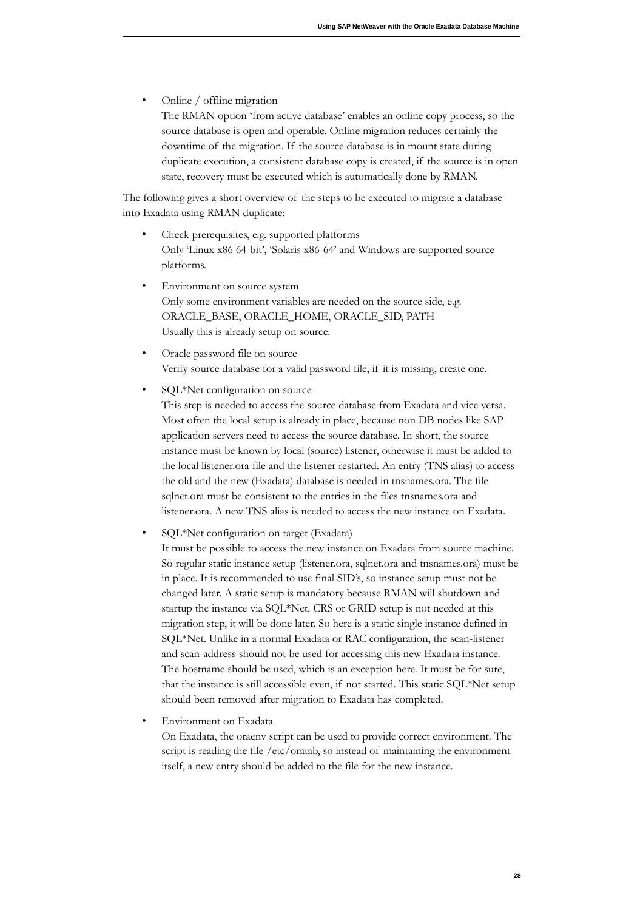- Online / offline migration
  The RMAN option 'from active database' enables an online copy process, so the source database is open and operable. Online migration reduces certainly the downtime of the migration. If the source database is in mount state during duplicate execution, a consistent database copy is created, if the source is in open state, recovery must be executed which is automatically done by RMAN.

The following gives a short overview of the steps to be executed to migrate a database into Exadata using RMAN duplicate:

- Check prerequisites, e.g. supported platforms
  Only 'Linux x86 64-bit', 'Solaris x86-64' and Windows are supported source platforms.
- Environment on source system
  Only some environment variables are needed on the source side, e.g. ORACLE_BASE, ORACLE_HOME, ORACLE_SID, PATH
  Usually this is already setup on source.
- Oracle password file on source
  Verify source database for a valid password file, if it is missing, create one.
- SQL*Net configuration on source
  This step is needed to access the source database from Exadata and vice versa. Most often the local setup is already in place, because non DB nodes like SAP application servers need to access the source database. In short, the source instance must be known by local (source) listener, otherwise it must be added to the local listener.ora file and the listener restarted. An entry (TNS alias) to access the old and the new (Exadata) database is needed in tnsnames.ora. The file sqlnet.ora must be consistent to the entries in the files tnsnames.ora and listener.ora. A new TNS alias is needed to access the new instance on Exadata.
- SQL*Net configuration on target (Exadata)
  It must be possible to access the new instance on Exadata from source machine. So regular static instance setup (listener.ora, sqlnet.ora and tnsnames.ora) must be in place. It is recommended to use final SID's, so instance setup must not be changed later. A static setup is mandatory because RMAN will shutdown and startup the instance via SQL*Net. CRS or GRID setup is not needed at this migration step, it will be done later. So here is a static single instance defined in SQL*Net. Unlike in a normal Exadata or RAC configuration, the scan-listener and scan-address should not be used for accessing this new Exadata instance. The hostname should be used, which is an exception here. It must be for sure, that the instance is still accessible even, if not started. This static SQL*Net setup should been removed after migration to Exadata has completed.
- Environment on Exadata
  On Exadata, the oraenv script can be used to provide correct environment. The script is reading the file /etc/oratab, so instead of maintaining the environment itself, a new entry should be added to the file for the new instance.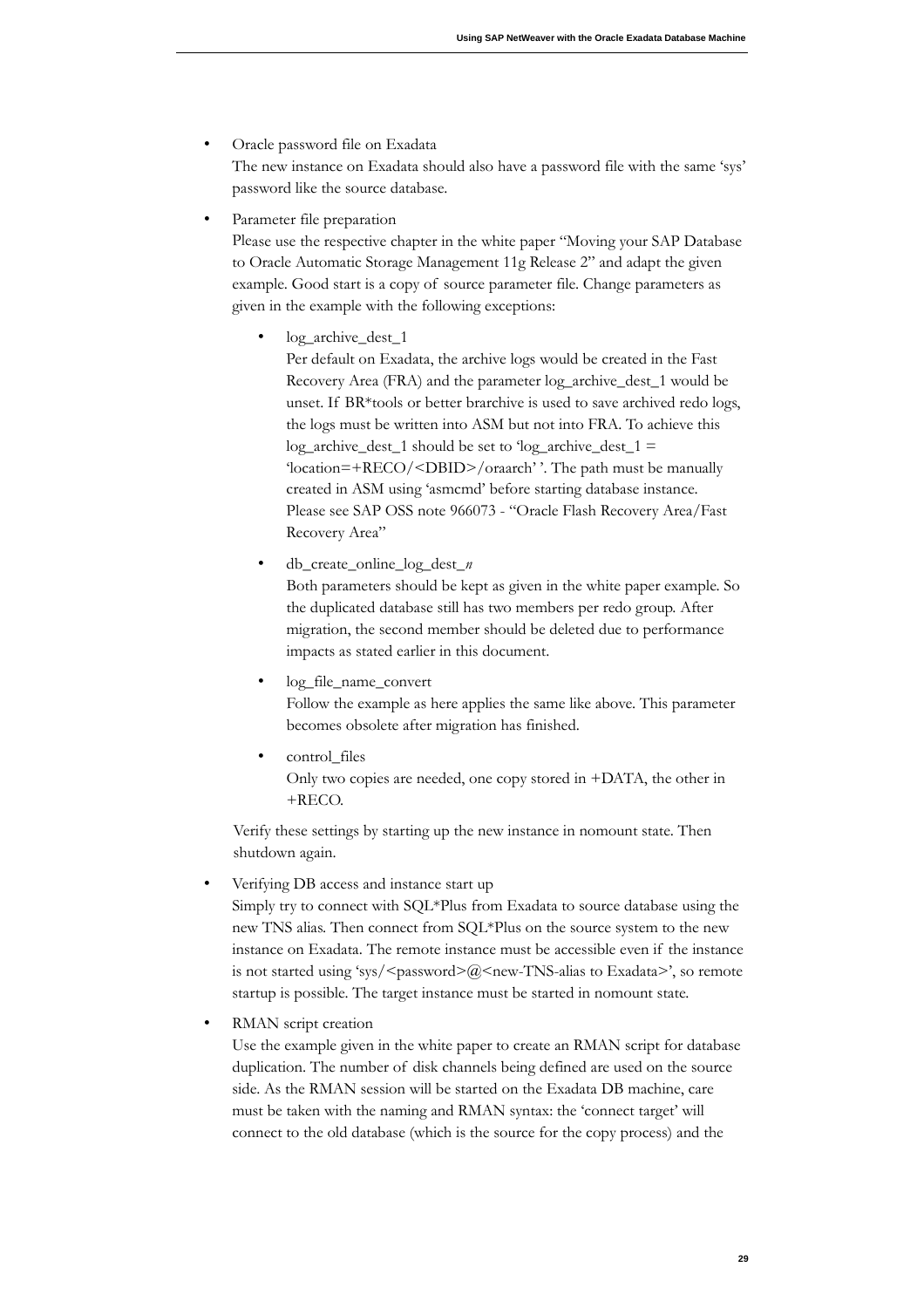- Oracle password file on Exadata

  The new instance on Exadata should also have a password file with the same 'sys' password like the source database.

- Parameter file preparation

  Please use the respective chapter in the white paper "Moving your SAP Database to Oracle Automatic Storage Management 11g Release 2" and adapt the given example. Good start is a copy of source parameter file. Change parameters as given in the example with the following exceptions:

  - log_archive_dest_1

    Per default on Exadata, the archive logs would be created in the Fast Recovery Area (FRA) and the parameter log_archive_dest_1 would be unset. If BR*tools or better brarchive is used to save archived redo logs, the logs must be written into ASM but not into FRA. To achieve this log_archive_dest_1 should be set to 'log_archive_dest_1 = 'location=+RECO/<DBID>/oraarch' '. The path must be manually created in ASM using 'asmcmd' before starting database instance. Please see SAP OSS note 966073 - "Oracle Flash Recovery Area/Fast Recovery Area"

  - db_create_online_log_dest_*n*

    Both parameters should be kept as given in the white paper example. So the duplicated database still has two members per redo group. After migration, the second member should be deleted due to performance impacts as stated earlier in this document.

  - log_file_name_convert

    Follow the example as here applies the same like above. This parameter becomes obsolete after migration has finished.

  - control_files

    Only two copies are needed, one copy stored in +DATA, the other in +RECO.

  Verify these settings by starting up the new instance in nomount state. Then shutdown again.

- Verifying DB access and instance start up

  Simply try to connect with SQL*Plus from Exadata to source database using the new TNS alias. Then connect from SQL*Plus on the source system to the new instance on Exadata. The remote instance must be accessible even if the instance is not started using 'sys/<password>@<new-TNS-alias to Exadata>', so remote startup is possible. The target instance must be started in nomount state.

- RMAN script creation

  Use the example given in the white paper to create an RMAN script for database duplication. The number of disk channels being defined are used on the source side. As the RMAN session will be started on the Exadata DB machine, care must be taken with the naming and RMAN syntax: the 'connect target' will connect to the old database (which is the source for the copy process) and the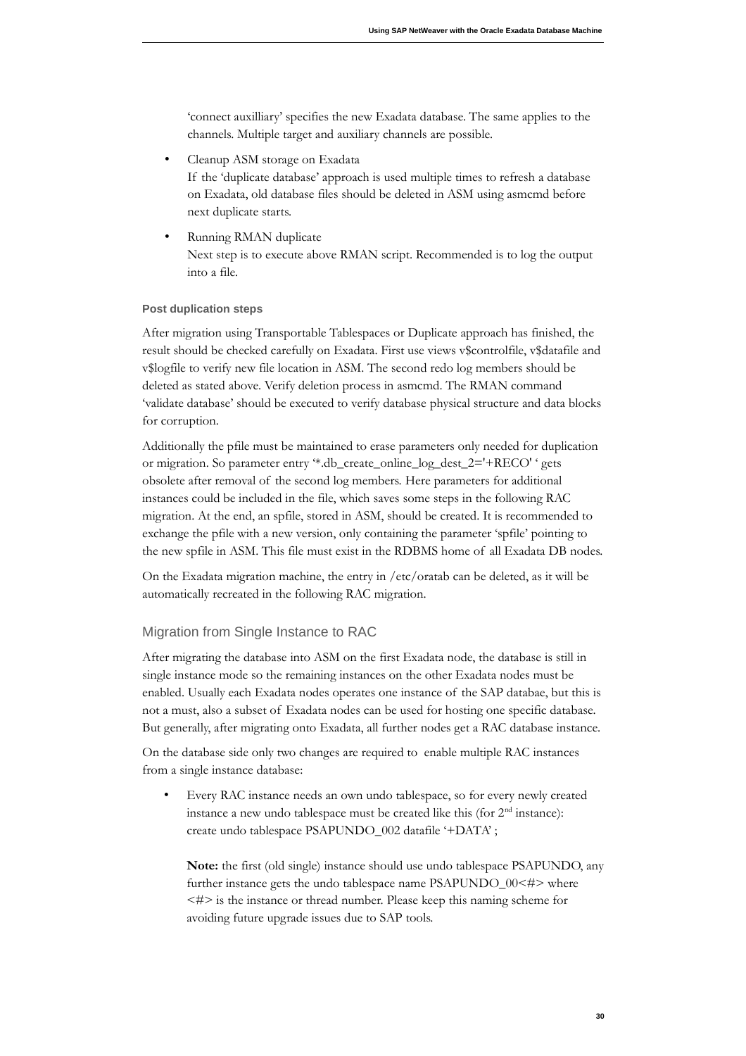'connect auxilliary' specifies the new Exadata database. The same applies to the channels. Multiple target and auxiliary channels are possible.

- Cleanup ASM storage on Exadata  
  If the 'duplicate database' approach is used multiple times to refresh a database on Exadata, old database files should be deleted in ASM using asmcmd before next duplicate starts.

- Running RMAN duplicate  
  Next step is to execute above RMAN script. Recommended is to log the output into a file.

#### Post duplication steps

After migration using Transportable Tablespaces or Duplicate approach has finished, the result should be checked carefully on Exadata. First use views v$controlfile, v$datafile and v$logfile to verify new file location in ASM. The second redo log members should be deleted as stated above. Verify deletion process in asmcmd. The RMAN command 'validate database' should be executed to verify database physical structure and data blocks for corruption.

Additionally the pfile must be maintained to erase parameters only needed for duplication or migration. So parameter entry '*.db_create_online_log_dest_2='+RECO' ' gets obsolete after removal of the second log members. Here parameters for additional instances could be included in the file, which saves some steps in the following RAC migration. At the end, an spfile, stored in ASM, should be created. It is recommended to exchange the pfile with a new version, only containing the parameter 'spfile' pointing to the new spfile in ASM. This file must exist in the RDBMS home of all Exadata DB nodes.

On the Exadata migration machine, the entry in /etc/oratab can be deleted, as it will be automatically recreated in the following RAC migration.

### Migration from Single Instance to RAC

After migrating the database into ASM on the first Exadata node, the database is still in single instance mode so the remaining instances on the other Exadata nodes must be enabled. Usually each Exadata nodes operates one instance of the SAP databae, but this is not a must, also a subset of Exadata nodes can be used for hosting one specific database. But generally, after migrating onto Exadata, all further nodes get a RAC database instance.

On the database side only two changes are required to enable multiple RAC instances from a single instance database:

- Every RAC instance needs an own undo tablespace, so for every newly created instance a new undo tablespace must be created like this (for 2nd instance):  
  create undo tablespace PSAPUNDO_002 datafile '+DATA' ;

  **Note:** the first (old single) instance should use undo tablespace PSAPUNDO, any further instance gets the undo tablespace name PSAPUNDO_00<#> where <#> is the instance or thread number. Please keep this naming scheme for avoiding future upgrade issues due to SAP tools.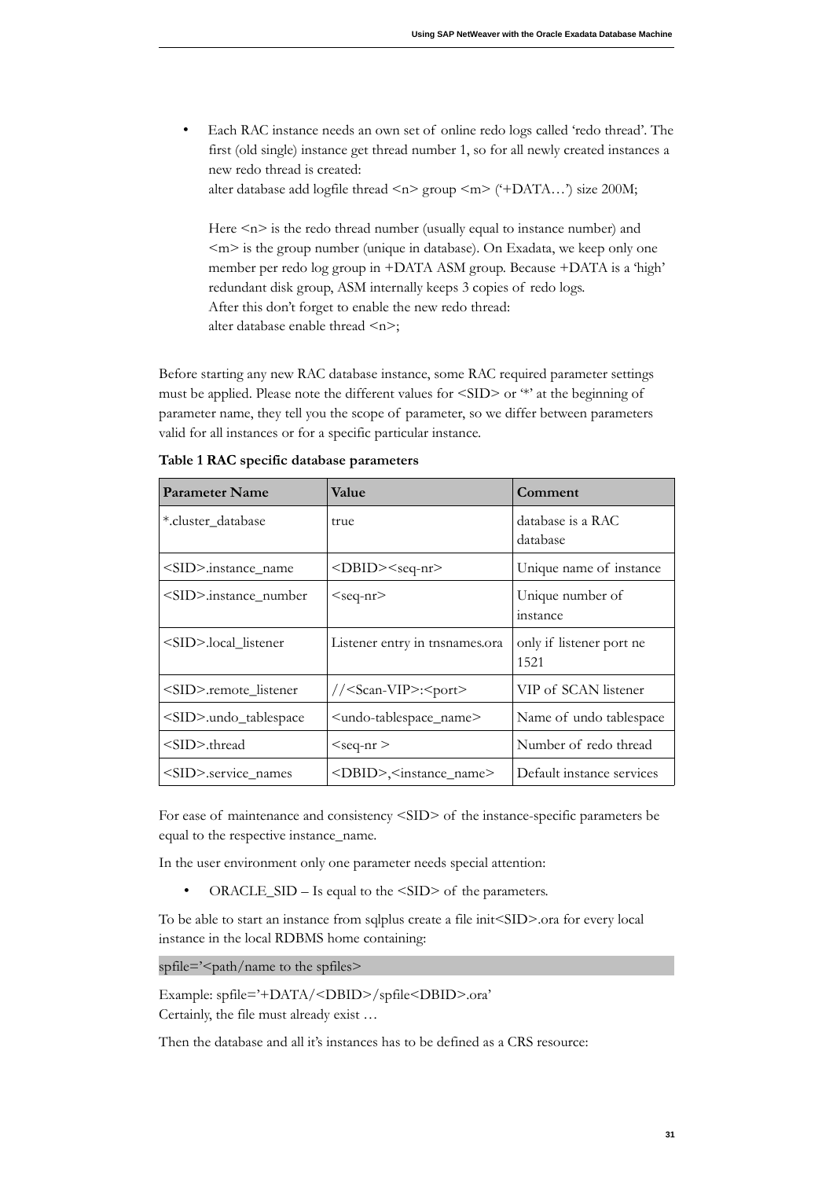- Each RAC instance needs an own set of online redo logs called 'redo thread'. The first (old single) instance get thread number 1, so for all newly created instances a new redo thread is created:
  alter database add logfile thread <n> group <m> ('+DATA…') size 200M;

  Here <n> is the redo thread number (usually equal to instance number) and <m> is the group number (unique in database). On Exadata, we keep only one member per redo log group in +DATA ASM group. Because +DATA is a 'high' redundant disk group, ASM internally keeps 3 copies of redo logs.
  After this don't forget to enable the new redo thread:
  alter database enable thread <n>;

Before starting any new RAC database instance, some RAC required parameter settings must be applied. Please note the different values for <SID> or '*' at the beginning of parameter name, they tell you the scope of parameter, so we differ between parameters valid for all instances or for a specific particular instance.

**Table 1 RAC specific database parameters**

| Parameter Name | Value | Comment |
|---|---|---|
| *.cluster_database | true | database is a RAC database |
| <SID>.instance_name | <DBID><seq-nr> | Unique name of instance |
| <SID>.instance_number | <seq-nr> | Unique number of instance |
| <SID>.local_listener | Listener entry in tnsnames.ora | only if listener port ne 1521 |
| <SID>.remote_listener | //<Scan-VIP>:<port> | VIP of SCAN listener |
| <SID>.undo_tablespace | <undo-tablespace_name> | Name of undo tablespace |
| <SID>.thread | <seq-nr > | Number of redo thread |
| <SID>.service_names | <DBID>,<instance_name> | Default instance services |

For ease of maintenance and consistency <SID> of the instance-specific parameters be equal to the respective instance_name.

In the user environment only one parameter needs special attention:

- ORACLE_SID – Is equal to the <SID> of the parameters.

To be able to start an instance from sqlplus create a file init<SID>.ora for every local instance in the local RDBMS home containing:

```
spfile='<path/name to the spfiles>
```

Example: spfile='+DATA/<DBID>/spfile<DBID>.ora'
Certainly, the file must already exist …

Then the database and all it's instances has to be defined as a CRS resource: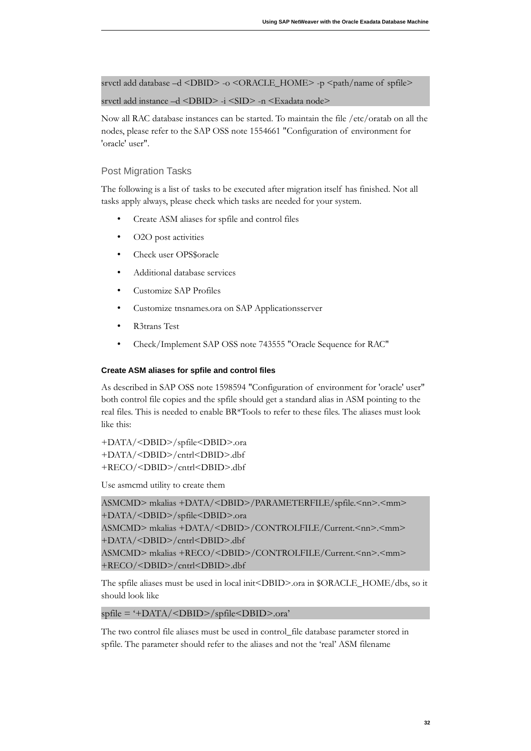```
srvctl add database –d <DBID> -o <ORACLE_HOME> -p <path/name of spfile>
srvctl add instance –d <DBID> -i <SID> -n <Exadata node>
```

Now all RAC database instances can be started. To maintain the file /etc/oratab on all the nodes, please refer to the SAP OSS note 1554661 "Configuration of environment for 'oracle' user".

## Post Migration Tasks

The following is a list of tasks to be executed after migration itself has finished. Not all tasks apply always, please check which tasks are needed for your system.

- Create ASM aliases for spfile and control files
- O2O post activities
- Check user OPS$oracle
- Additional database services
- Customize SAP Profiles
- Customize tnsnames.ora on SAP Applicationsserver
- R3trans Test
- Check/Implement SAP OSS note 743555 "Oracle Sequence for RAC"

### Create ASM aliases for spfile and control files

As described in SAP OSS note 1598594 "Configuration of environment for 'oracle' user" both control file copies and the spfile should get a standard alias in ASM pointing to the real files. This is needed to enable BR*Tools to refer to these files. The aliases must look like this:

+DATA/<DBID>/spfile<DBID>.ora
+DATA/<DBID>/cntrl<DBID>.dbf
+RECO/<DBID>/cntrl<DBID>.dbf

Use asmcmd utility to create them

```
ASMCMD> mkalias +DATA/<DBID>/PARAMETERFILE/spfile.<nn>.<mm>
+DATA/<DBID>/spfile<DBID>.ora
ASMCMD> mkalias +DATA/<DBID>/CONTROLFILE/Current.<nn>.<mm>
+DATA/<DBID>/cntrl<DBID>.dbf
ASMCMD> mkalias +RECO/<DBID>/CONTROLFILE/Current.<nn>.<mm>
+RECO/<DBID>/cntrl<DBID>.dbf
```

The spfile aliases must be used in local init<DBID>.ora in $ORACLE_HOME/dbs, so it should look like

```
spfile = '+DATA/<DBID>/spfile<DBID>.ora'
```

The two control file aliases must be used in control_file database parameter stored in spfile. The parameter should refer to the aliases and not the 'real' ASM filename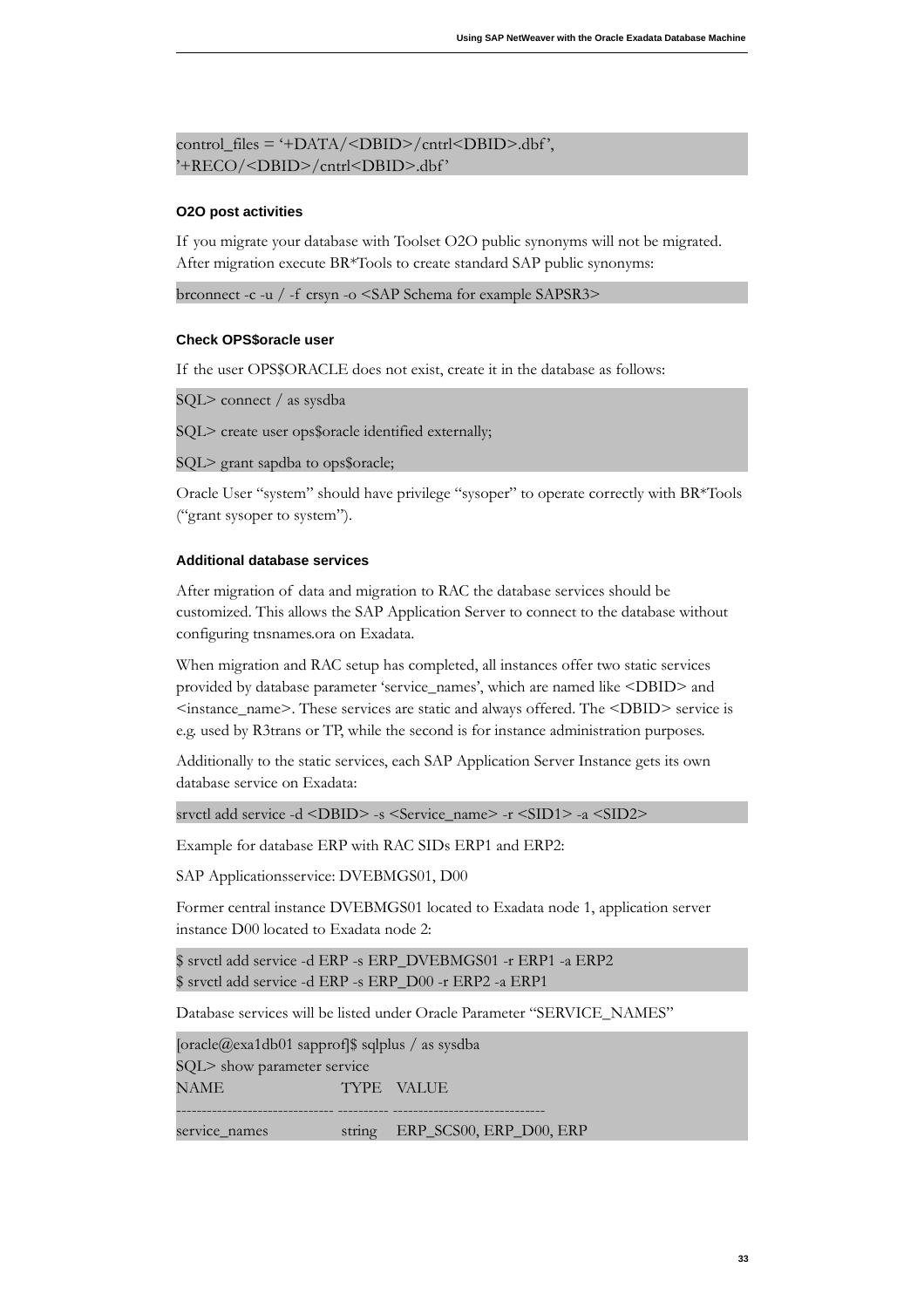```
control_files = '+DATA/<DBID>/cntrl<DBID>.dbf',
'+RECO/<DBID>/cntrl<DBID>.dbf'
```

### O2O post activities

If you migrate your database with Toolset O2O public synonyms will not be migrated. After migration execute BR*Tools to create standard SAP public synonyms:

```
brconnect -c -u / -f crsyn -o <SAP Schema for example SAPSR3>
```

### Check OPS$oracle user

If the user OPS$ORACLE does not exist, create it in the database as follows:

```
SQL> connect / as sysdba
SQL> create user ops$oracle identified externally;
SQL> grant sapdba to ops$oracle;
```

Oracle User "system" should have privilege "sysoper" to operate correctly with BR*Tools ("grant sysoper to system").

### Additional database services

After migration of data and migration to RAC the database services should be customized. This allows the SAP Application Server to connect to the database without configuring tnsnames.ora on Exadata.

When migration and RAC setup has completed, all instances offer two static services provided by database parameter 'service_names', which are named like <DBID> and <instance_name>. These services are static and always offered. The <DBID> service is e.g. used by R3trans or TP, while the second is for instance administration purposes.

Additionally to the static services, each SAP Application Server Instance gets its own database service on Exadata:

```
srvctl add service -d <DBID> -s <Service_name> -r <SID1> -a <SID2>
```

Example for database ERP with RAC SIDs ERP1 and ERP2:

SAP Applicationsservice: DVEBMGS01, D00

Former central instance DVEBMGS01 located to Exadata node 1, application server instance D00 located to Exadata node 2:

```
$ srvctl add service -d ERP -s ERP_DVEBMGS01 -r ERP1 -a ERP2
$ srvctl add service -d ERP -s ERP_D00 -r ERP2 -a ERP1
```

Database services will be listed under Oracle Parameter "SERVICE_NAMES"

```
[oracle@exa1db01 sapprof]$ sqlplus / as sysdba
SQL> show parameter service
NAME                  TYPE    VALUE
--------------------------------- ---------- --------------------------------
service_names         string  ERP_SCS00, ERP_D00, ERP
```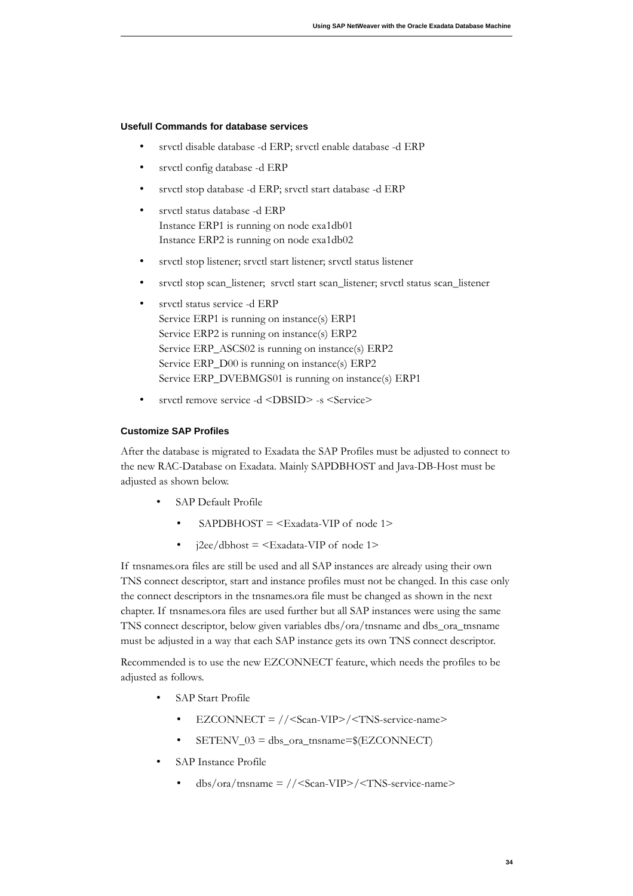### Usefull Commands for database services

- srvctl disable database -d ERP; srvctl enable database -d ERP
- srvctl config database -d ERP
- srvctl stop database -d ERP; srvctl start database -d ERP
- srvctl status database -d ERP
  Instance ERP1 is running on node exa1db01
  Instance ERP2 is running on node exa1db02
- srvctl stop listener; srvctl start listener; srvctl status listener
- srvctl stop scan_listener; srvctl start scan_listener; srvctl status scan_listener
- srvctl status service -d ERP
  Service ERP1 is running on instance(s) ERP1
  Service ERP2 is running on instance(s) ERP2
  Service ERP_ASCS02 is running on instance(s) ERP2
  Service ERP_D00 is running on instance(s) ERP2
  Service ERP_DVEBMGS01 is running on instance(s) ERP1
- srvctl remove service -d <DBSID> -s <Service>

### Customize SAP Profiles

After the database is migrated to Exadata the SAP Profiles must be adjusted to connect to the new RAC-Database on Exadata. Mainly SAPDBHOST and Java-DB-Host must be adjusted as shown below.

- SAP Default Profile
  - SAPDBHOST = <Exadata-VIP of node 1>
  - j2ee/dbhost = <Exadata-VIP of node 1>

If tnsnames.ora files are still be used and all SAP instances are already using their own TNS connect descriptor, start and instance profiles must not be changed. In this case only the connect descriptors in the tnsnames.ora file must be changed as shown in the next chapter. If tnsnames.ora files are used further but all SAP instances were using the same TNS connect descriptor, below given variables dbs/ora/tnsname and dbs_ora_tnsname must be adjusted in a way that each SAP instance gets its own TNS connect descriptor.

Recommended is to use the new EZCONNECT feature, which needs the profiles to be adjusted as follows.

- SAP Start Profile
  - EZCONNECT = //<Scan-VIP>/<TNS-service-name>
  - SETENV_03 = dbs_ora_tnsname=$(EZCONNECT)
- SAP Instance Profile
  - dbs/ora/tnsname = //<Scan-VIP>/<TNS-service-name>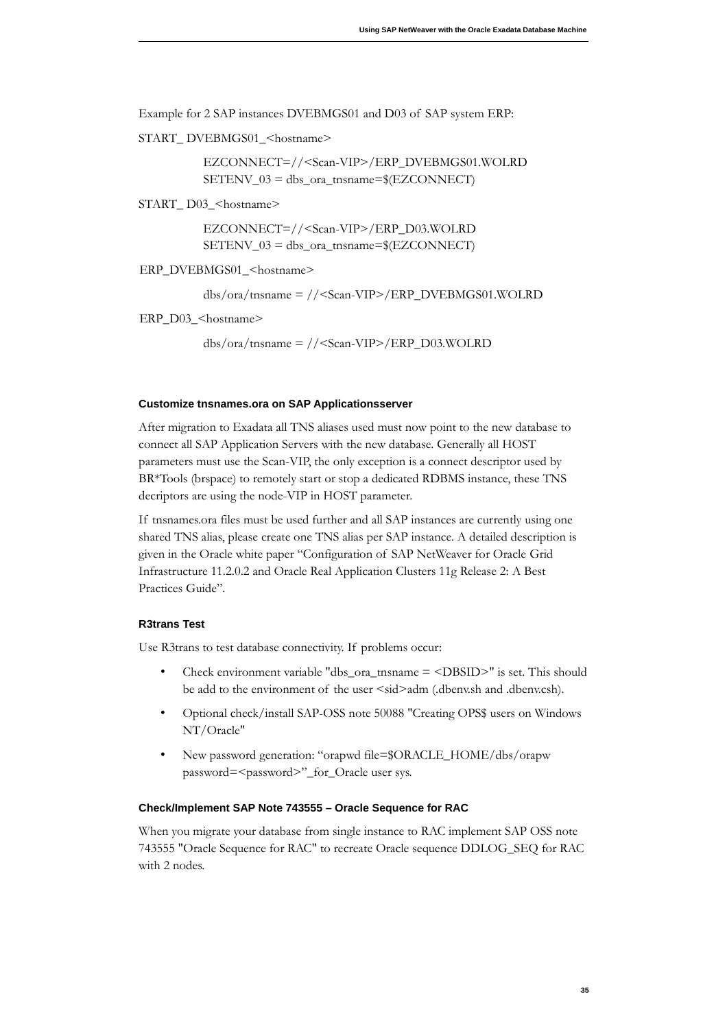Example for 2 SAP instances DVEBMGS01 and D03 of SAP system ERP:

START_ DVEBMGS01_<hostname>

```
EZCONNECT=//<Scan-VIP>/ERP_DVEBMGS01.WOLRD
SETENV_03 = dbs_ora_tnsname=$(EZCONNECT)
```

START_ D03_<hostname>

```
EZCONNECT=//<Scan-VIP>/ERP_D03.WOLRD
SETENV_03 = dbs_ora_tnsname=$(EZCONNECT)
```

ERP_DVEBMGS01_<hostname>

```
dbs/ora/tnsname = //<Scan-VIP>/ERP_DVEBMGS01.WOLRD
```

ERP_D03_<hostname>

```
dbs/ora/tnsname = //<Scan-VIP>/ERP_D03.WOLRD
```

#### Customize tnsnames.ora on SAP Applicationsserver

After migration to Exadata all TNS aliases used must now point to the new database to connect all SAP Application Servers with the new database. Generally all HOST parameters must use the Scan-VIP, the only exception is a connect descriptor used by BR*Tools (brspace) to remotely start or stop a dedicated RDBMS instance, these TNS decriptors are using the node-VIP in HOST parameter.

If tnsnames.ora files must be used further and all SAP instances are currently using one shared TNS alias, please create one TNS alias per SAP instance. A detailed description is given in the Oracle white paper "Configuration of SAP NetWeaver for Oracle Grid Infrastructure 11.2.0.2 and Oracle Real Application Clusters 11g Release 2: A Best Practices Guide".

#### R3trans Test

Use R3trans to test database connectivity. If problems occur:

- Check environment variable "dbs_ora_tnsname = <DBSID>" is set. This should be add to the environment of the user <sid>adm (.dbenv.sh and .dbenv.csh).
- Optional check/install SAP-OSS note 50088 "Creating OPS$ users on Windows NT/Oracle"
- New password generation: "orapwd file=$ORACLE_HOME/dbs/orapw password=<password>"_for_Oracle user sys.

#### Check/Implement SAP Note 743555 – Oracle Sequence for RAC

When you migrate your database from single instance to RAC implement SAP OSS note 743555 "Oracle Sequence for RAC" to recreate Oracle sequence DDLOG_SEQ for RAC with 2 nodes.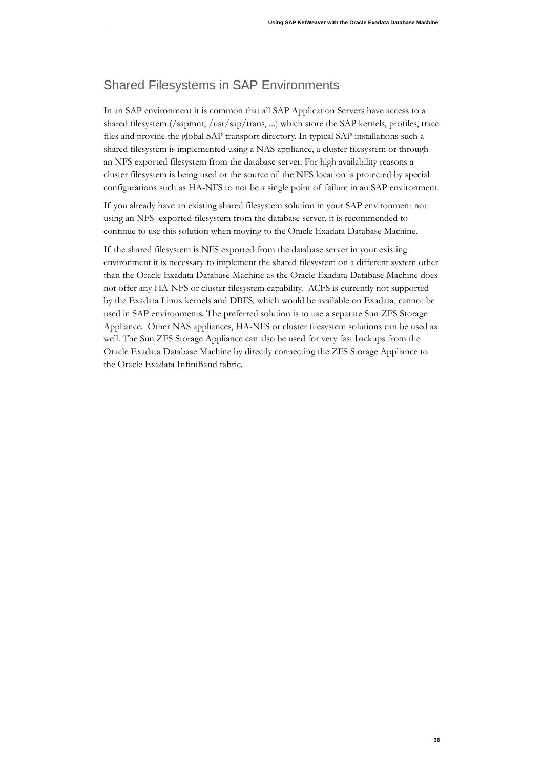## Shared Filesystems in SAP Environments

In an SAP environment it is common that all SAP Application Servers have access to a shared filesystem (/sapmnt, /usr/sap/trans, ...) which store the SAP kernels, profiles, trace files and provide the global SAP transport directory. In typical SAP installations such a shared filesystem is implemented using a NAS appliance, a cluster filesystem or through an NFS exported filesystem from the database server. For high availability reasons a cluster filesystem is being used or the source of the NFS location is protected by special configurations such as HA-NFS to not be a single point of failure in an SAP environment.

If you already have an existing shared filesystem solution in your SAP environment not using an NFS exported filesystem from the database server, it is recommended to continue to use this solution when moving to the Oracle Exadata Database Machine.

If the shared filesystem is NFS exported from the database server in your existing environment it is necessary to implement the shared filesystem on a different system other than the Oracle Exadata Database Machine as the Oracle Exadata Database Machine does not offer any HA-NFS or cluster filesystem capability. ACFS is currently not supported by the Exadata Linux kernels and DBFS, which would be available on Exadata, cannot be used in SAP environments. The preferred solution is to use a separate Sun ZFS Storage Appliance. Other NAS appliances, HA-NFS or cluster filesystem solutions can be used as well. The Sun ZFS Storage Appliance can also be used for very fast backups from the Oracle Exadata Database Machine by directly connecting the ZFS Storage Appliance to the Oracle Exadata InfiniBand fabric.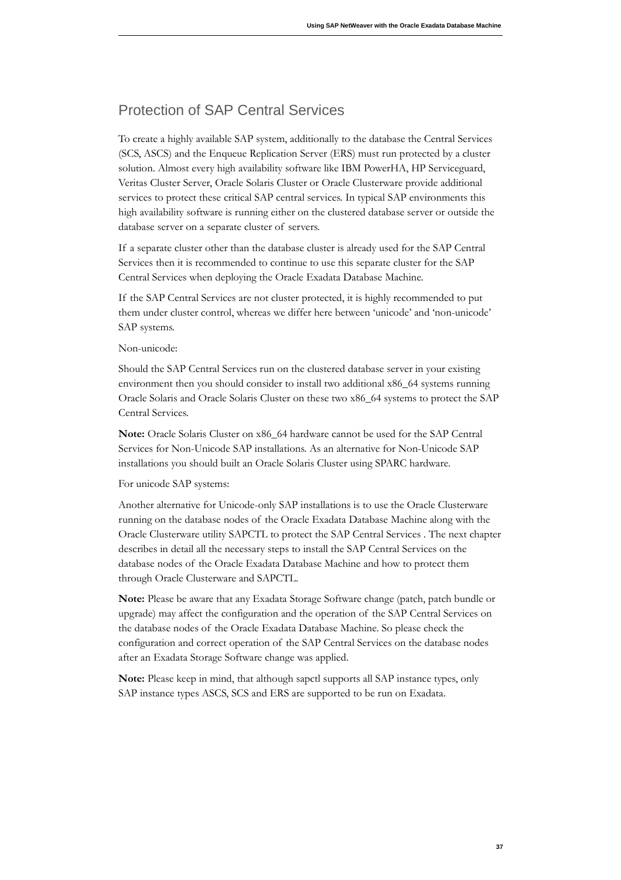## Protection of SAP Central Services

To create a highly available SAP system, additionally to the database the Central Services (SCS, ASCS) and the Enqueue Replication Server (ERS) must run protected by a cluster solution. Almost every high availability software like IBM PowerHA, HP Serviceguard, Veritas Cluster Server, Oracle Solaris Cluster or Oracle Clusterware provide additional services to protect these critical SAP central services. In typical SAP environments this high availability software is running either on the clustered database server or outside the database server on a separate cluster of servers.

If a separate cluster other than the database cluster is already used for the SAP Central Services then it is recommended to continue to use this separate cluster for the SAP Central Services when deploying the Oracle Exadata Database Machine.

If the SAP Central Services are not cluster protected, it is highly recommended to put them under cluster control, whereas we differ here between 'unicode' and 'non-unicode' SAP systems.

Non-unicode:

Should the SAP Central Services run on the clustered database server in your existing environment then you should consider to install two additional x86_64 systems running Oracle Solaris and Oracle Solaris Cluster on these two x86_64 systems to protect the SAP Central Services.

**Note:** Oracle Solaris Cluster on x86_64 hardware cannot be used for the SAP Central Services for Non-Unicode SAP installations. As an alternative for Non-Unicode SAP installations you should built an Oracle Solaris Cluster using SPARC hardware.

For unicode SAP systems:

Another alternative for Unicode-only SAP installations is to use the Oracle Clusterware running on the database nodes of the Oracle Exadata Database Machine along with the Oracle Clusterware utility SAPCTL to protect the SAP Central Services . The next chapter describes in detail all the necessary steps to install the SAP Central Services on the database nodes of the Oracle Exadata Database Machine and how to protect them through Oracle Clusterware and SAPCTL.

**Note:** Please be aware that any Exadata Storage Software change (patch, patch bundle or upgrade) may affect the configuration and the operation of the SAP Central Services on the database nodes of the Oracle Exadata Database Machine. So please check the configuration and correct operation of the SAP Central Services on the database nodes after an Exadata Storage Software change was applied.

**Note:** Please keep in mind, that although sapctl supports all SAP instance types, only SAP instance types ASCS, SCS and ERS are supported to be run on Exadata.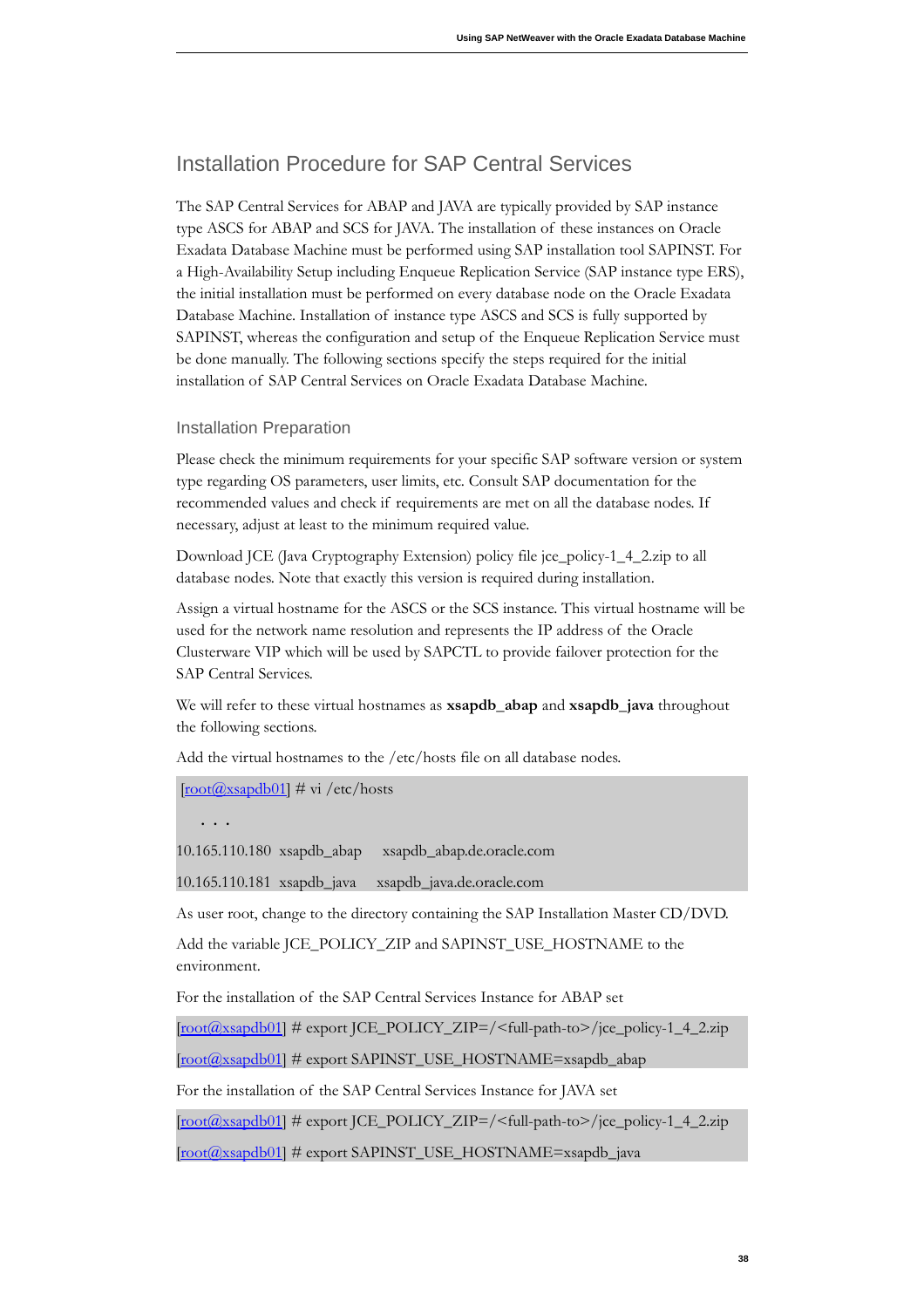## Installation Procedure for SAP Central Services

The SAP Central Services for ABAP and JAVA are typically provided by SAP instance type ASCS for ABAP and SCS for JAVA. The installation of these instances on Oracle Exadata Database Machine must be performed using SAP installation tool SAPINST. For a High-Availability Setup including Enqueue Replication Service (SAP instance type ERS), the initial installation must be performed on every database node on the Oracle Exadata Database Machine. Installation of instance type ASCS and SCS is fully supported by SAPINST, whereas the configuration and setup of the Enqueue Replication Service must be done manually. The following sections specify the steps required for the initial installation of SAP Central Services on Oracle Exadata Database Machine.

### Installation Preparation

Please check the minimum requirements for your specific SAP software version or system type regarding OS parameters, user limits, etc. Consult SAP documentation for the recommended values and check if requirements are met on all the database nodes. If necessary, adjust at least to the minimum required value.

Download JCE (Java Cryptography Extension) policy file jce_policy-1_4_2.zip to all database nodes. Note that exactly this version is required during installation.

Assign a virtual hostname for the ASCS or the SCS instance. This virtual hostname will be used for the network name resolution and represents the IP address of the Oracle Clusterware VIP which will be used by SAPCTL to provide failover protection for the SAP Central Services.

We will refer to these virtual hostnames as **xsapdb_abap** and **xsapdb_java** throughout the following sections.

Add the virtual hostnames to the /etc/hosts file on all database nodes.

```
[root@xsapdb01] # vi /etc/hosts
   . . .
10.165.110.180  xsapdb_abap     xsapdb_abap.de.oracle.com
10.165.110.181  xsapdb_java     xsapdb_java.de.oracle.com
```

As user root, change to the directory containing the SAP Installation Master CD/DVD.

Add the variable JCE_POLICY_ZIP and SAPINST_USE_HOSTNAME to the environment.

For the installation of the SAP Central Services Instance for ABAP set

```
[root@xsapdb01] # export JCE_POLICY_ZIP=/<full-path-to>/jce_policy-1_4_2.zip
[root@xsapdb01] # export SAPINST_USE_HOSTNAME=xsapdb_abap
```

For the installation of the SAP Central Services Instance for JAVA set

```
[root@xsapdb01] # export JCE_POLICY_ZIP=/<full-path-to>/jce_policy-1_4_2.zip
[root@xsapdb01] # export SAPINST_USE_HOSTNAME=xsapdb_java
```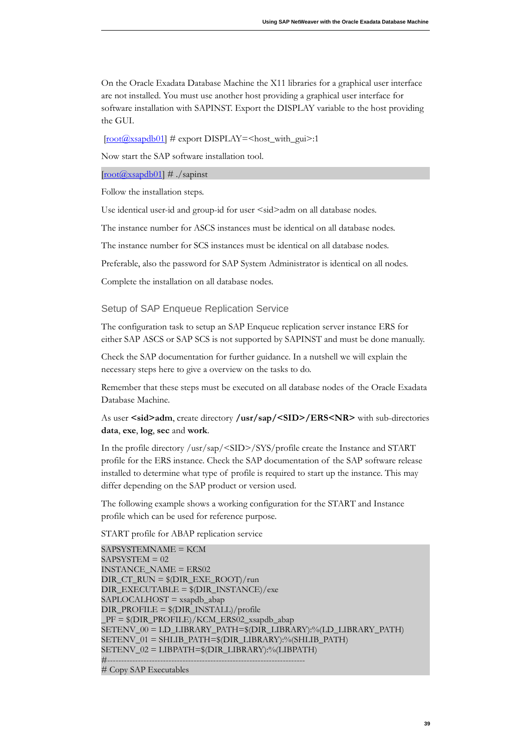On the Oracle Exadata Database Machine the X11 libraries for a graphical user interface are not installed. You must use another host providing a graphical user interface for software installation with SAPINST. Export the DISPLAY variable to the host providing the GUI.

```
[root@xsapdb01] # export DISPLAY=<host_with_gui>:1
```

Now start the SAP software installation tool.

```
[root@xsapdb01] # ./sapinst
```

Follow the installation steps.

Use identical user-id and group-id for user <sid>adm on all database nodes.

The instance number for ASCS instances must be identical on all database nodes.

The instance number for SCS instances must be identical on all database nodes.

Preferable, also the password for SAP System Administrator is identical on all nodes.

Complete the installation on all database nodes.

## Setup of SAP Enqueue Replication Service

The configuration task to setup an SAP Enqueue replication server instance ERS for either SAP ASCS or SAP SCS is not supported by SAPINST and must be done manually.

Check the SAP documentation for further guidance. In a nutshell we will explain the necessary steps here to give a overview on the tasks to do.

Remember that these steps must be executed on all database nodes of the Oracle Exadata Database Machine.

As user **<sid>adm**, create directory **/usr/sap/<SID>/ERS<NR>** with sub-directories **data**, **exe**, **log**, **sec** and **work**.

In the profile directory /usr/sap/<SID>/SYS/profile create the Instance and START profile for the ERS instance. Check the SAP documentation of the SAP software release installed to determine what type of profile is required to start up the instance. This may differ depending on the SAP product or version used.

The following example shows a working configuration for the START and Instance profile which can be used for reference purpose.

START profile for ABAP replication service

```
SAPSYSTEMNAME = KCM
SAPSYSTEM = 02
INSTANCE_NAME = ERS02
DIR_CT_RUN = $(DIR_EXE_ROOT)/run
DIR_EXECUTABLE = $(DIR_INSTANCE)/exe
SAPLOCALHOST = xsapdb_abap
DIR_PROFILE = $(DIR_INSTALL)/profile
_PF = $(DIR_PROFILE)/KCM_ERS02_xsapdb_abap
SETENV_00 = LD_LIBRARY_PATH=$(DIR_LIBRARY):%(LD_LIBRARY_PATH)
SETENV_01 = SHLIB_PATH=$(DIR_LIBRARY):%(SHLIB_PATH)
SETENV_02 = LIBPATH=$(DIR_LIBRARY):%(LIBPATH)
#-----------------------------------------------------------------------
# Copy SAP Executables
```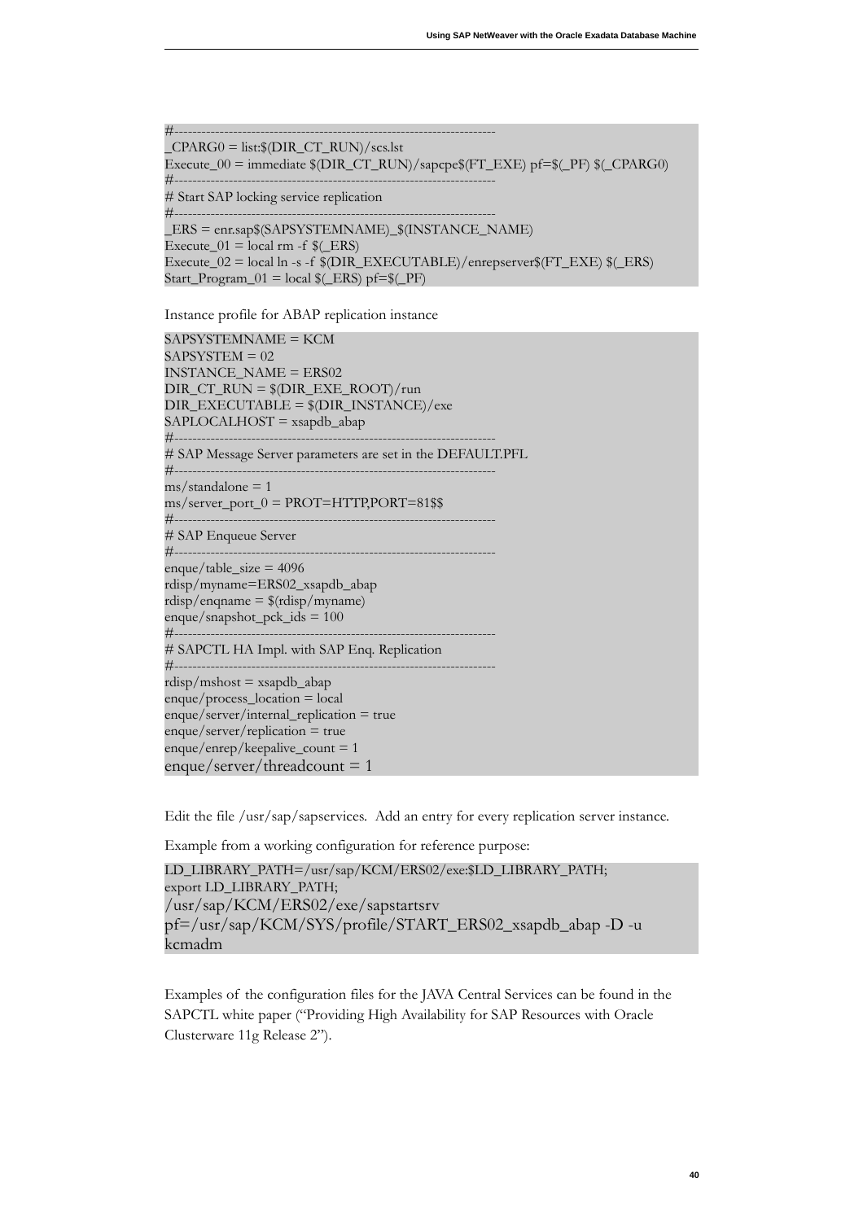```
#----------------------------------------------------------------------
_CPARG0 = list:$(DIR_CT_RUN)/scs.lst
Execute_00 = immediate $(DIR_CT_RUN)/sapcpe$(FT_EXE) pf=$(_PF) $(_CPARG0)
#----------------------------------------------------------------------
# Start SAP locking service replication
#----------------------------------------------------------------------
_ERS = enr.sap$(SAPSYSTEMNAME)_$(INSTANCE_NAME)
Execute_01 = local rm -f $(_ERS)
Execute_02 = local ln -s -f $(DIR_EXECUTABLE)/enrepserver$(FT_EXE) $(_ERS)
Start_Program_01 = local $(_ERS) pf=$(_PF)
```

Instance profile for ABAP replication instance

```
SAPSYSTEMNAME = KCM
SAPSYSTEM = 02
INSTANCE_NAME = ERS02
DIR_CT_RUN = $(DIR_EXE_ROOT)/run
DIR_EXECUTABLE = $(DIR_INSTANCE)/exe
SAPLOCALHOST = xsapdb_abap
#----------------------------------------------------------------------
# SAP Message Server parameters are set in the DEFAULT.PFL
#----------------------------------------------------------------------
ms/standalone = 1
ms/server_port_0 = PROT=HTTP,PORT=81$$
#----------------------------------------------------------------------
# SAP Enqueue Server
#----------------------------------------------------------------------
enque/table_size = 4096
rdisp/myname=ERS02_xsapdb_abap
rdisp/enqname = $(rdisp/myname)
enque/snapshot_pck_ids = 100
#----------------------------------------------------------------------
# SAPCTL HA Impl. with SAP Enq. Replication
#----------------------------------------------------------------------
rdisp/mshost = xsapdb_abap
enque/process_location = local
enque/server/internal_replication = true
enque/server/replication = true
enque/enrep/keepalive_count = 1
enque/server/threadcount = 1
```

Edit the file /usr/sap/sapservices. Add an entry for every replication server instance.

Example from a working configuration for reference purpose:

```
LD_LIBRARY_PATH=/usr/sap/KCM/ERS02/exe:$LD_LIBRARY_PATH;
export LD_LIBRARY_PATH;
/usr/sap/KCM/ERS02/exe/sapstartsrv
pf=/usr/sap/KCM/SYS/profile/START_ERS02_xsapdb_abap -D -u
kcmadm
```

Examples of the configuration files for the JAVA Central Services can be found in the SAPCTL white paper ("Providing High Availability for SAP Resources with Oracle Clusterware 11g Release 2").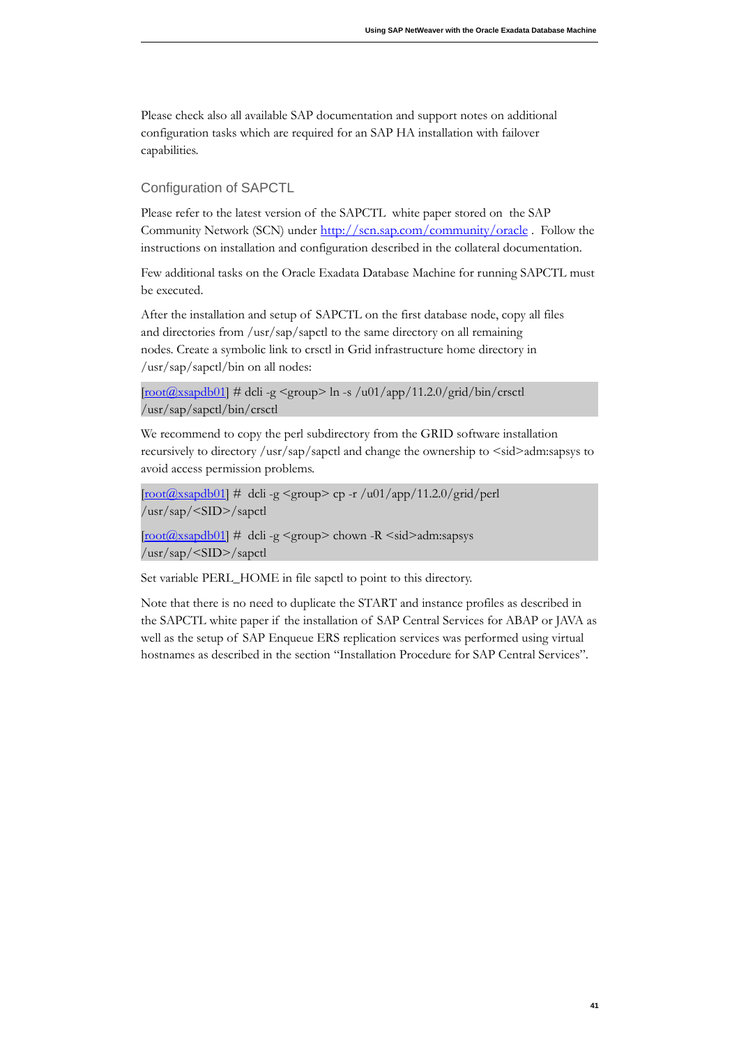Please check also all available SAP documentation and support notes on additional configuration tasks which are required for an SAP HA installation with failover capabilities.

### Configuration of SAPCTL

Please refer to the latest version of the SAPCTL white paper stored on the SAP Community Network (SCN) under http://scn.sap.com/community/oracle . Follow the instructions on installation and configuration described in the collateral documentation.

Few additional tasks on the Oracle Exadata Database Machine for running SAPCTL must be executed.

After the installation and setup of SAPCTL on the first database node, copy all files and directories from /usr/sap/sapctl to the same directory on all remaining nodes. Create a symbolic link to crsctl in Grid infrastructure home directory in /usr/sap/sapctl/bin on all nodes:

```
[root@xsapdb01] # dcli -g <group> ln -s /u01/app/11.2.0/grid/bin/crsctl /usr/sap/sapctl/bin/crsctl
```

We recommend to copy the perl subdirectory from the GRID software installation recursively to directory /usr/sap/sapctl and change the ownership to <sid>adm:sapsys to avoid access permission problems.

```
[root@xsapdb01] #  dcli -g <group> cp -r /u01/app/11.2.0/grid/perl /usr/sap/<SID>/sapctl

[root@xsapdb01] #  dcli -g <group> chown -R <sid>adm:sapsys /usr/sap/<SID>/sapctl
```

Set variable PERL_HOME in file sapctl to point to this directory.

Note that there is no need to duplicate the START and instance profiles as described in the SAPCTL white paper if the installation of SAP Central Services for ABAP or JAVA as well as the setup of SAP Enqueue ERS replication services was performed using virtual hostnames as described in the section "Installation Procedure for SAP Central Services".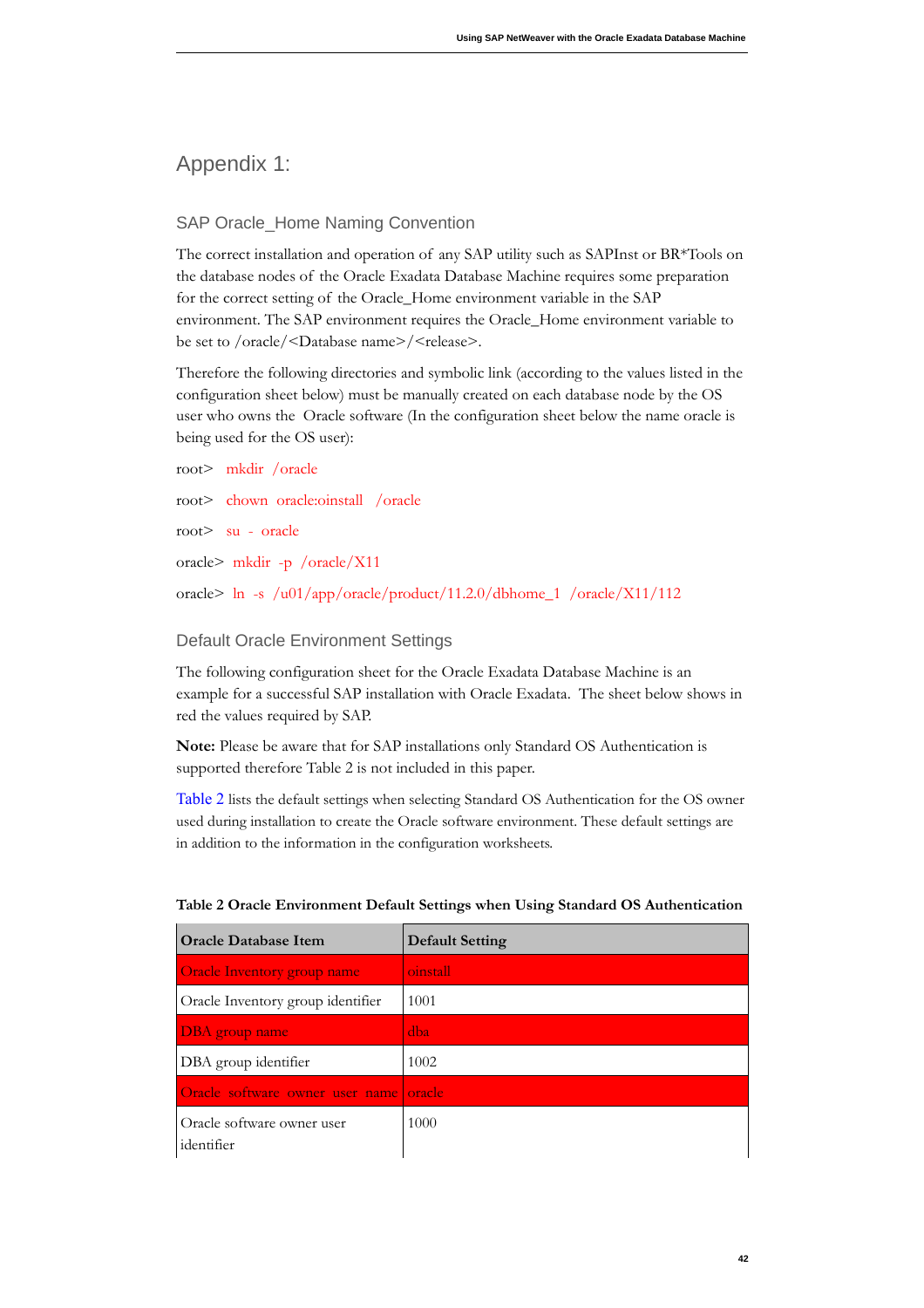# Appendix 1:

## SAP Oracle_Home Naming Convention

The correct installation and operation of any SAP utility such as SAPInst or BR*Tools on the database nodes of the Oracle Exadata Database Machine requires some preparation for the correct setting of the Oracle_Home environment variable in the SAP environment. The SAP environment requires the Oracle_Home environment variable to be set to /oracle/<Database name>/<release>.

Therefore the following directories and symbolic link (according to the values listed in the configuration sheet below) must be manually created on each database node by the OS user who owns the Oracle software (In the configuration sheet below the name oracle is being used for the OS user):

root> mkdir /oracle

root> chown oracle:oinstall /oracle

root> su - oracle

oracle> mkdir -p /oracle/X11

oracle> ln -s /u01/app/oracle/product/11.2.0/dbhome_1 /oracle/X11/112

## Default Oracle Environment Settings

The following configuration sheet for the Oracle Exadata Database Machine is an example for a successful SAP installation with Oracle Exadata. The sheet below shows in red the values required by SAP.

**Note:** Please be aware that for SAP installations only Standard OS Authentication is supported therefore Table 2 is not included in this paper.

Table 2 lists the default settings when selecting Standard OS Authentication for the OS owner used during installation to create the Oracle software environment. These default settings are in addition to the information in the configuration worksheets.

**Table 2 Oracle Environment Default Settings when Using Standard OS Authentication**

| Oracle Database Item | Default Setting |
|---|---|
| Oracle Inventory group name | oinstall |
| Oracle Inventory group identifier | 1001 |
| DBA group name | dba |
| DBA group identifier | 1002 |
| Oracle software owner user name | oracle |
| Oracle software owner user identifier | 1000 |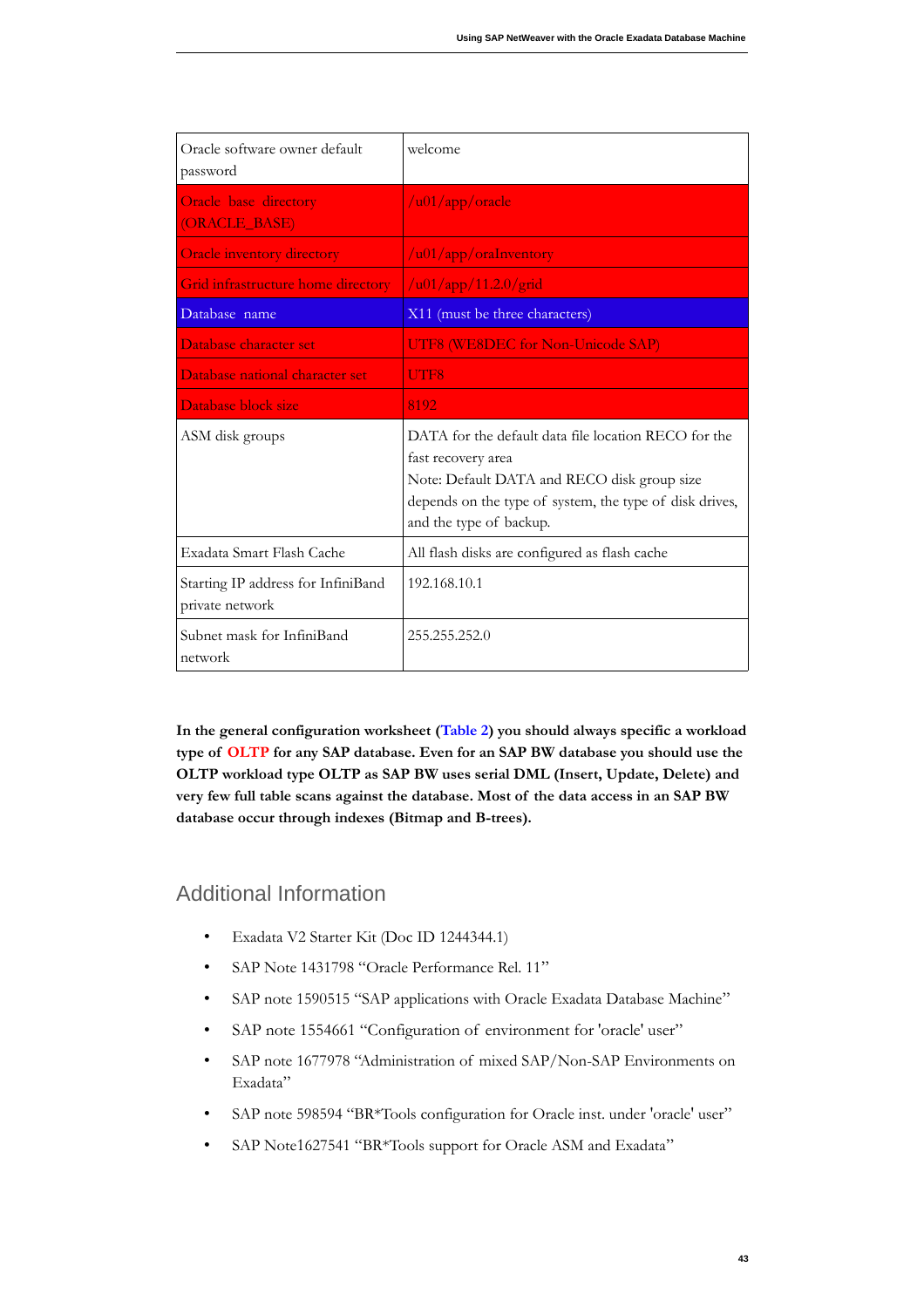| | |
|---|---|
| Oracle software owner default password | welcome |
| Oracle base directory (ORACLE_BASE) | /u01/app/oracle |
| Oracle inventory directory | /u01/app/oraInventory |
| Grid infrastructure home directory | /u01/app/11.2.0/grid |
| Database name | X11 (must be three characters) |
| Database character set | UTF8 (WE8DEC for Non-Unicode SAP) |
| Database national character set | UTF8 |
| Database block size | 8192 |
| ASM disk groups | DATA for the default data file location RECO for the fast recovery area<br>Note: Default DATA and RECO disk group size depends on the type of system, the type of disk drives, and the type of backup. |
| Exadata Smart Flash Cache | All flash disks are configured as flash cache |
| Starting IP address for InfiniBand private network | 192.168.10.1 |
| Subnet mask for InfiniBand network | 255.255.252.0 |

**In the general configuration worksheet (Table 2) you should always specific a workload type of OLTP for any SAP database. Even for an SAP BW database you should use the OLTP workload type OLTP as SAP BW uses serial DML (Insert, Update, Delete) and very few full table scans against the database. Most of the data access in an SAP BW database occur through indexes (Bitmap and B-trees).**

## Additional Information

- Exadata V2 Starter Kit (Doc ID 1244344.1)
- SAP Note 1431798 "Oracle Performance Rel. 11"
- SAP note 1590515 "SAP applications with Oracle Exadata Database Machine"
- SAP note 1554661 "Configuration of environment for 'oracle' user"
- SAP note 1677978 "Administration of mixed SAP/Non-SAP Environments on Exadata"
- SAP note 598594 "BR*Tools configuration for Oracle inst. under 'oracle' user"
- SAP Note1627541 "BR*Tools support for Oracle ASM and Exadata"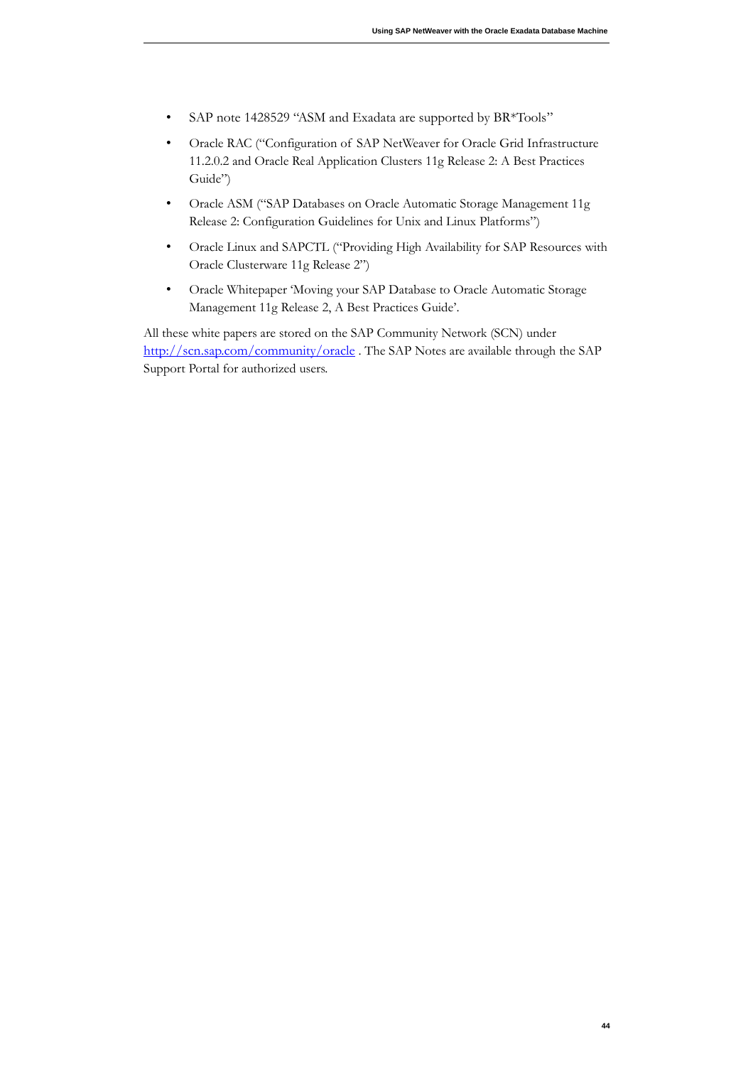- SAP note 1428529 “ASM and Exadata are supported by BR*Tools”
- Oracle RAC (“Configuration of SAP NetWeaver for Oracle Grid Infrastructure 11.2.0.2 and Oracle Real Application Clusters 11g Release 2: A Best Practices Guide”)
- Oracle ASM (“SAP Databases on Oracle Automatic Storage Management 11g Release 2: Configuration Guidelines for Unix and Linux Platforms”)
- Oracle Linux and SAPCTL (“Providing High Availability for SAP Resources with Oracle Clusterware 11g Release 2”)
- Oracle Whitepaper ‘Moving your SAP Database to Oracle Automatic Storage Management 11g Release 2, A Best Practices Guide’.

All these white papers are stored on the SAP Community Network (SCN) under [http://scn.sap.com/community/oracle](http://scn.sap.com/community/oracle) . The SAP Notes are available through the SAP Support Portal for authorized users.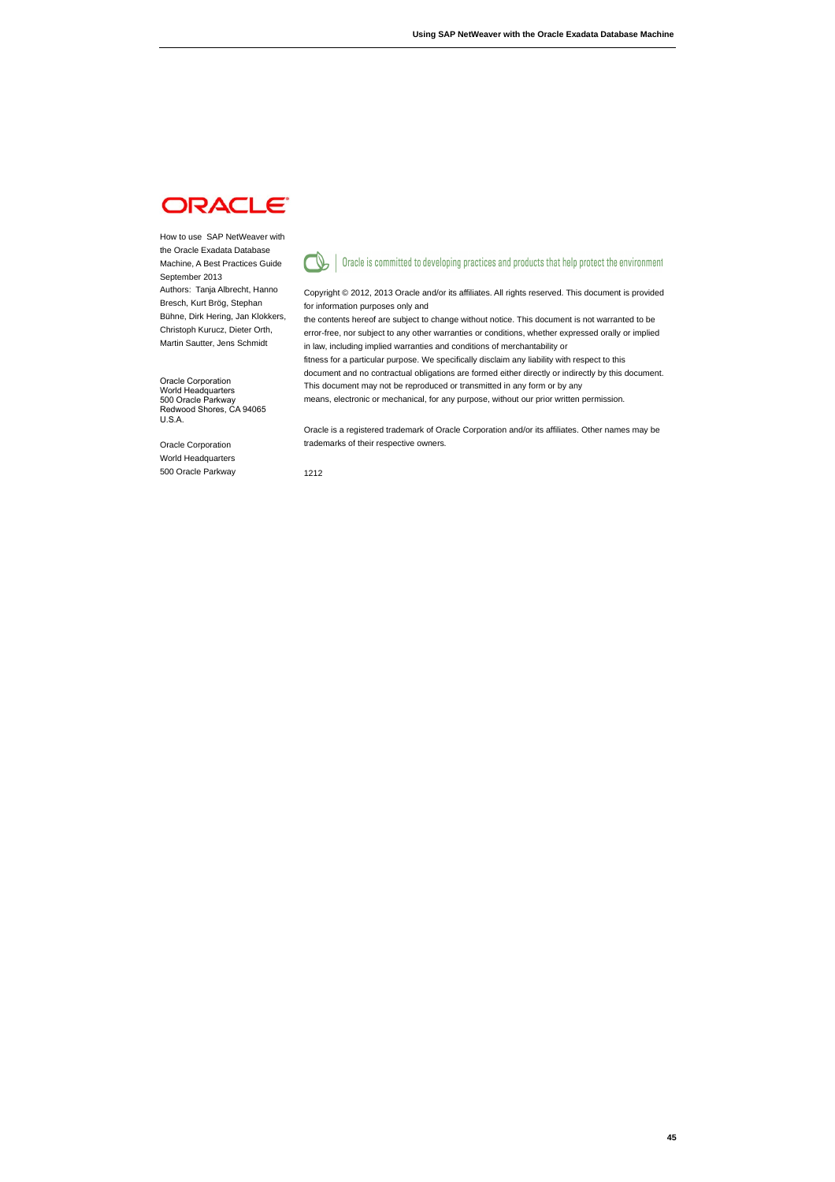ORACLE

How to use SAP NetWeaver with the Oracle Exadata Database Machine, A Best Practices Guide
September 2013
Authors: Tanja Albrecht, Hanno Bresch, Kurt Brög, Stephan Bühne, Dirk Hering, Jan Klokkers, Christoph Kurucz, Dieter Orth, Martin Sautter, Jens Schmidt

Oracle Corporation
World Headquarters
500 Oracle Parkway
Redwood Shores, CA 94065
U.S.A.

Oracle Corporation
World Headquarters
500 Oracle Parkway

Oracle is committed to developing practices and products that help protect the environment

Copyright © 2012, 2013 Oracle and/or its affiliates. All rights reserved. This document is provided for information purposes only and
the contents hereof are subject to change without notice. This document is not warranted to be error-free, nor subject to any other warranties or conditions, whether expressed orally or implied in law, including implied warranties and conditions of merchantability or
fitness for a particular purpose. We specifically disclaim any liability with respect to this document and no contractual obligations are formed either directly or indirectly by this document. This document may not be reproduced or transmitted in any form or by any
means, electronic or mechanical, for any purpose, without our prior written permission.

Oracle is a registered trademark of Oracle Corporation and/or its affiliates. Other names may be trademarks of their respective owners.

1212